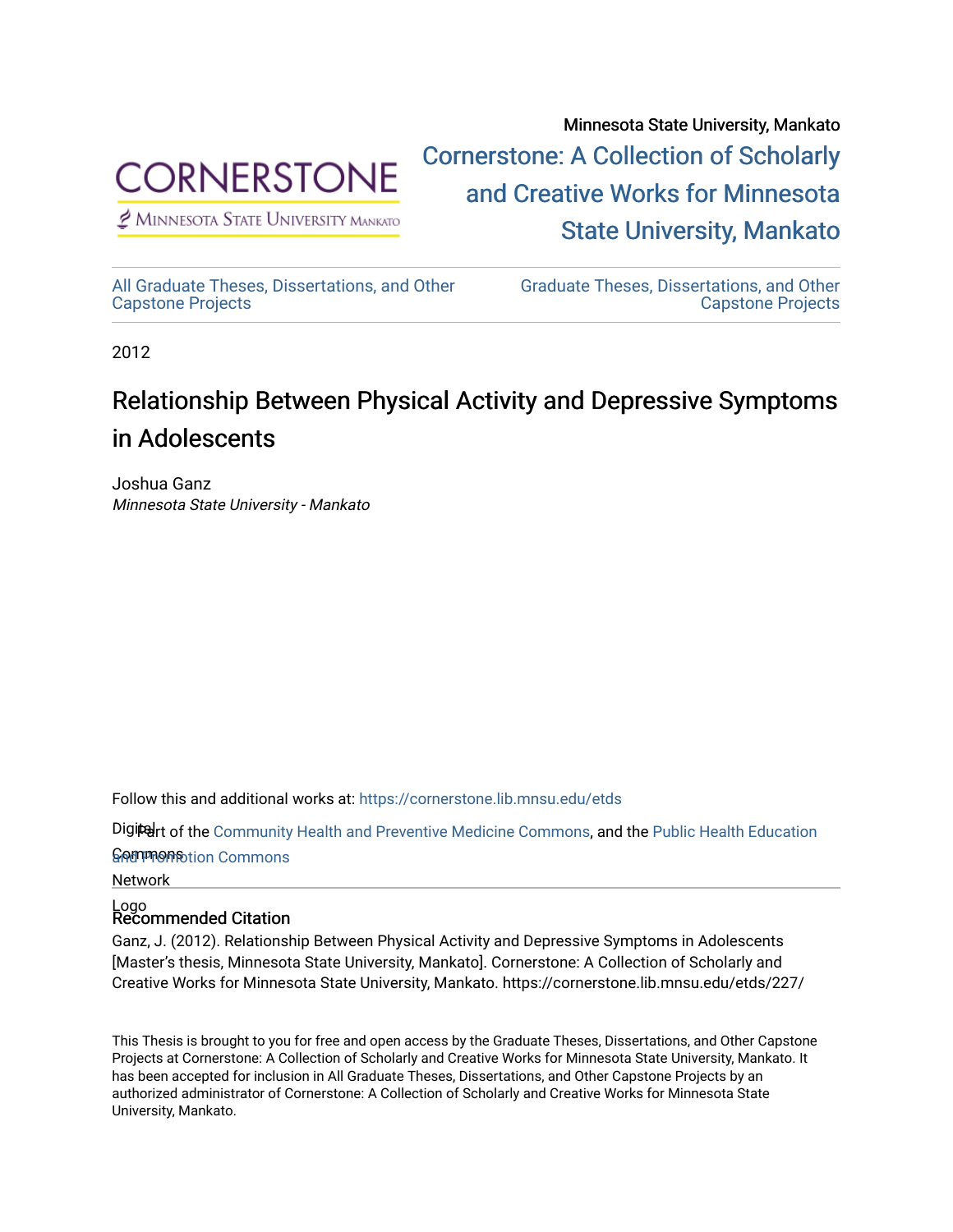Minnesota State University, Mankato

Cornerstone: A Collection of Scholarly and Creative Works for Minnesota State University, Mankato

All Graduate Theses, Dissertations, and Other Capstone Projects

Graduate Theses, Dissertations, and Other Capstone Projects

2012

# Relationship Between Physical Activity and Depressive Symptoms in Adolescents

Joshua Ganz
*Minnesota State University - Mankato*

Follow this and additional works at: https://cornerstone.lib.mnsu.edu/etds

Part of the Community Health and Preventive Medicine Commons, and the Public Health Education and Promotion Commons

## Recommended Citation

Ganz, J. (2012). Relationship Between Physical Activity and Depressive Symptoms in Adolescents [Master's thesis, Minnesota State University, Mankato]. Cornerstone: A Collection of Scholarly and Creative Works for Minnesota State University, Mankato. https://cornerstone.lib.mnsu.edu/etds/227/

This Thesis is brought to you for free and open access by the Graduate Theses, Dissertations, and Other Capstone Projects at Cornerstone: A Collection of Scholarly and Creative Works for Minnesota State University, Mankato. It has been accepted for inclusion in All Graduate Theses, Dissertations, and Other Capstone Projects by an authorized administrator of Cornerstone: A Collection of Scholarly and Creative Works for Minnesota State University, Mankato.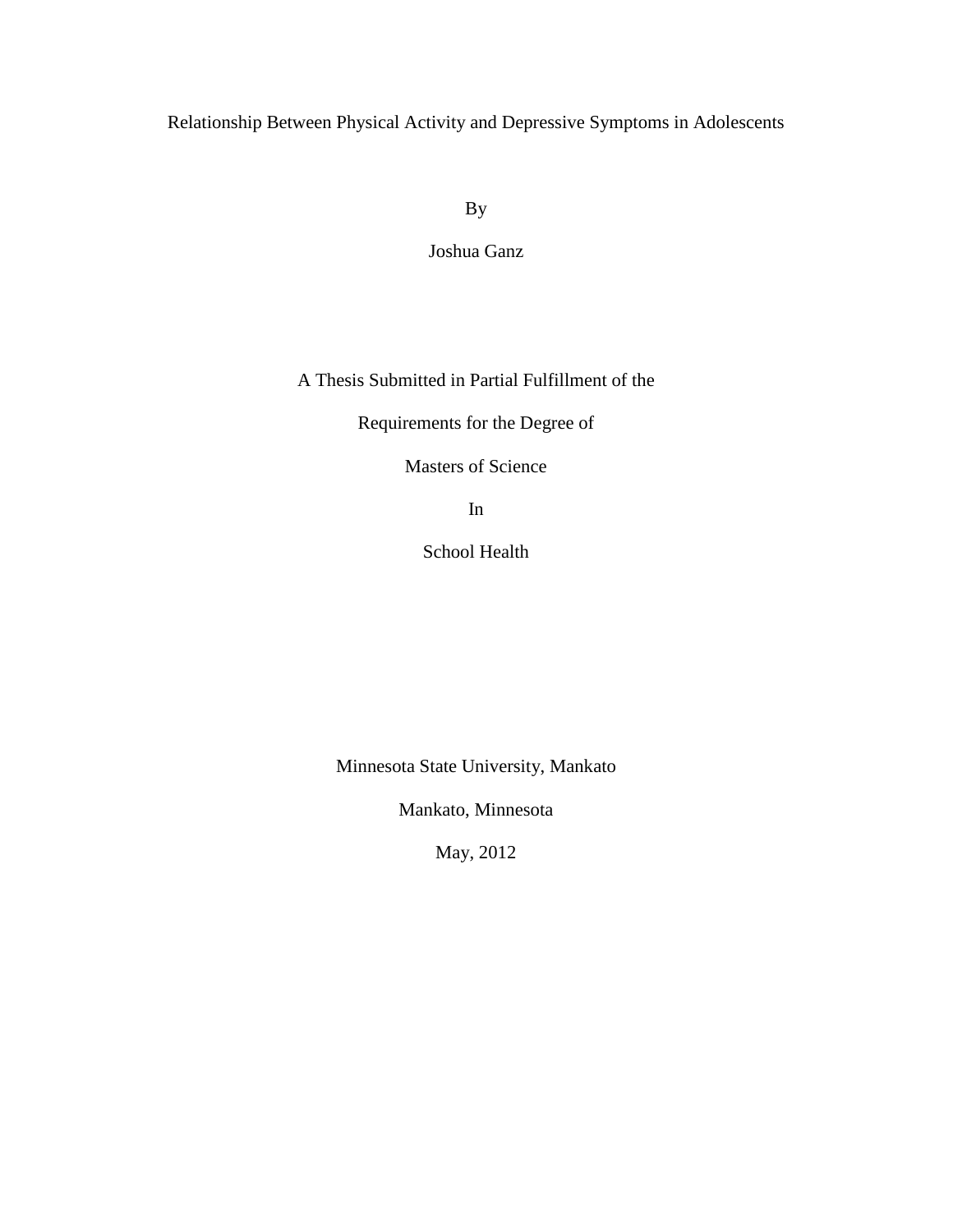# Relationship Between Physical Activity and Depressive Symptoms in Adolescents

By

Joshua Ganz

A Thesis Submitted in Partial Fulfillment of the

Requirements for the Degree of

Masters of Science

In

School Health

Minnesota State University, Mankato

Mankato, Minnesota

May, 2012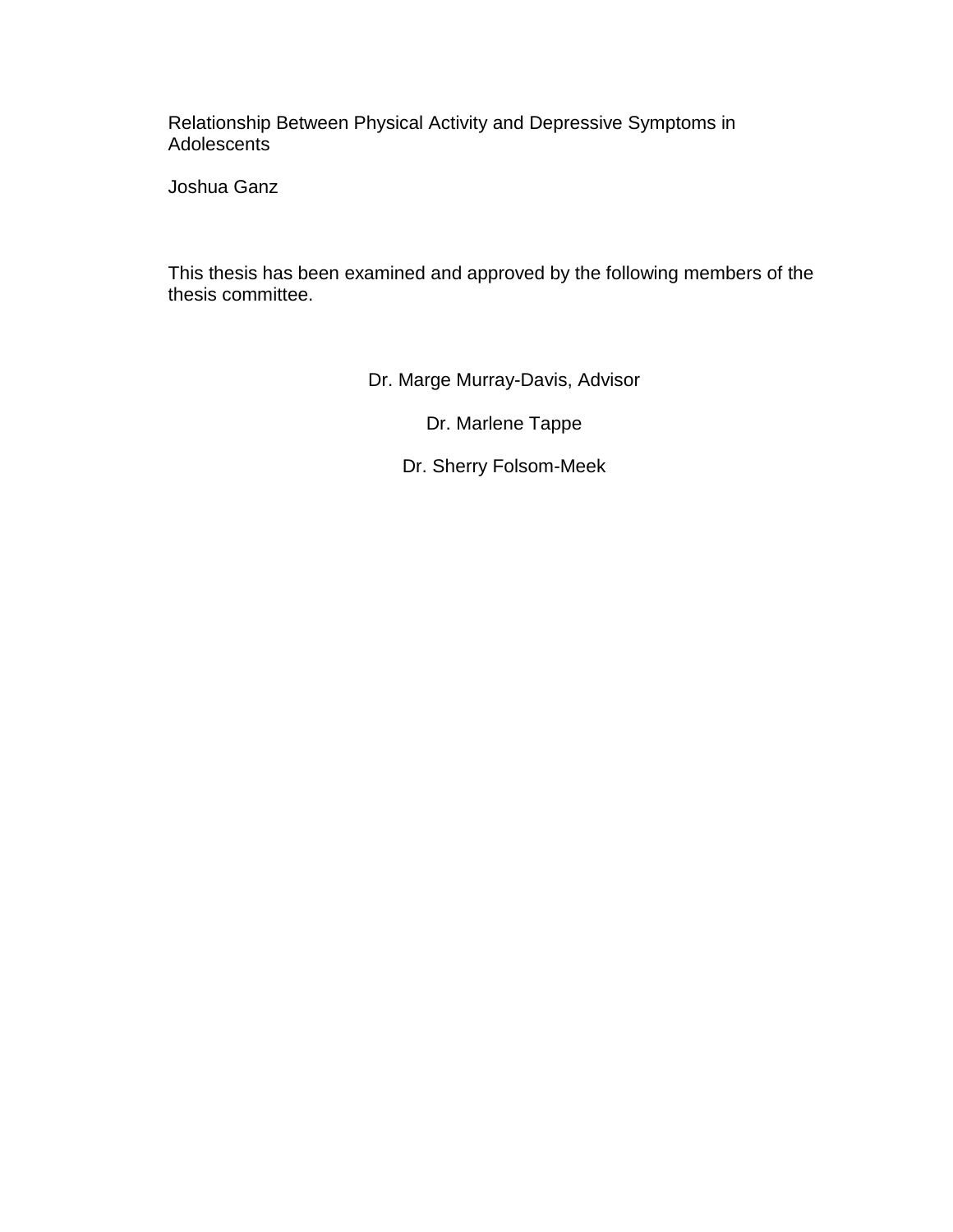Relationship Between Physical Activity and Depressive Symptoms in Adolescents

Joshua Ganz

This thesis has been examined and approved by the following members of the thesis committee.

Dr. Marge Murray-Davis, Advisor

Dr. Marlene Tappe

Dr. Sherry Folsom-Meek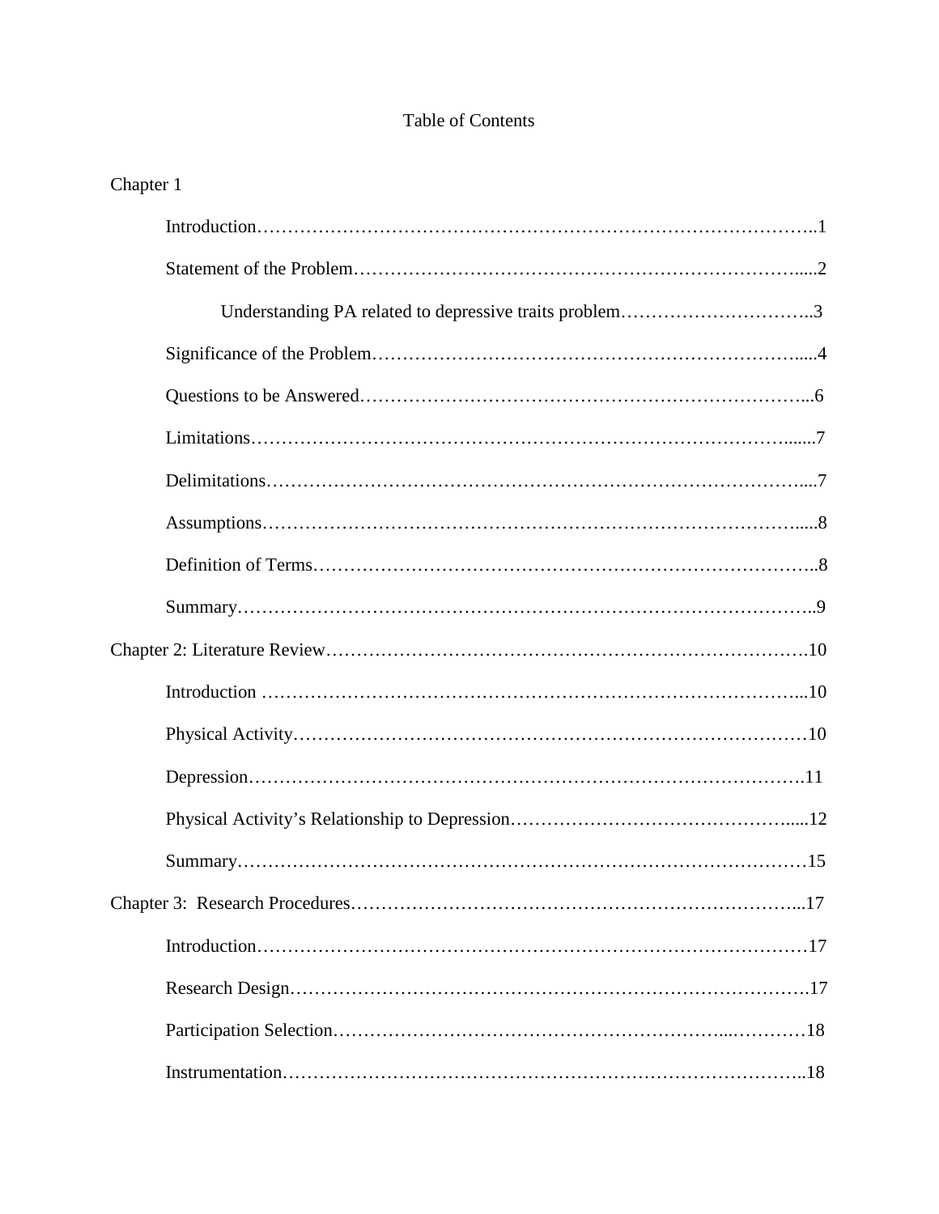# Table of Contents

Chapter 1

- Introduction……………………………………………………………………………..1
- Statement of the Problem………………………………………………………………....2
    - Understanding PA related to depressive traits problem…………………………..3
- Significance of the Problem……………………………………………………………....4
- Questions to be Answered……………………………………………………………...6
- Limitations…………………………………………………………………………….......7
- Delimitations……………………………………………………………………………....7
- Assumptions……………………………………………………………………………....8
- Definition of Terms……………………………………………………………………..8
- Summary………………………………………………………………………………..9

Chapter 2: Literature Review…………………………………………………………………….10

- Introduction …………………………………………………………………………...10
- Physical Activity…………………………………………………………………………10
- Depression…………………………………………………………………………….11
- Physical Activity's Relationship to Depression……………………………………….....12
- Summary………………………………………………………………………………15

Chapter 3: Research Procedures……………………………………………………………...17

- Introduction……………………………………………………………………………17
- Research Design……………………………………………………………………….17
- Participation Selection……………………………………………………...…………18
- Instrumentation………………………………………………………………………..18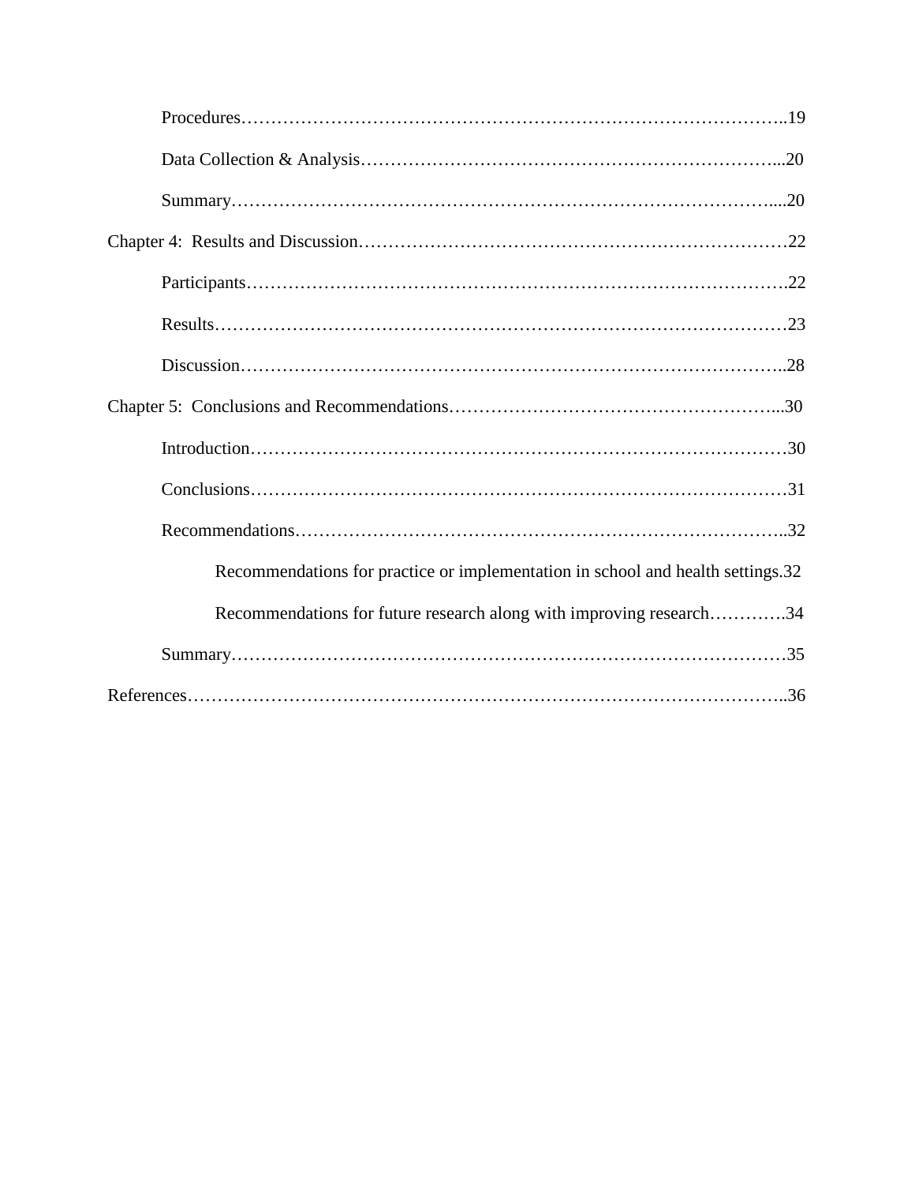Procedures……………………………………………………………………………..19

Data Collection & Analysis……………………………………………………………...20

Summary……………………………………………………………………………....20

Chapter 4: Results and Discussion………………………………………………………………22

Participants…………………………………………………………………………….22

Results…………………………………………………………………………………23

Discussion……………………………………………………………………………..28

Chapter 5: Conclusions and Recommendations………………………………………………...30

Introduction……………………………………………………………………………30

Conclusions……………………………………………………………………………31

Recommendations……………………………………………………………………..32

Recommendations for practice or implementation in school and health settings.32

Recommendations for future research along with improving research………….34

Summary………………………………………………………………………………35

References………………………………………………………………………………………..36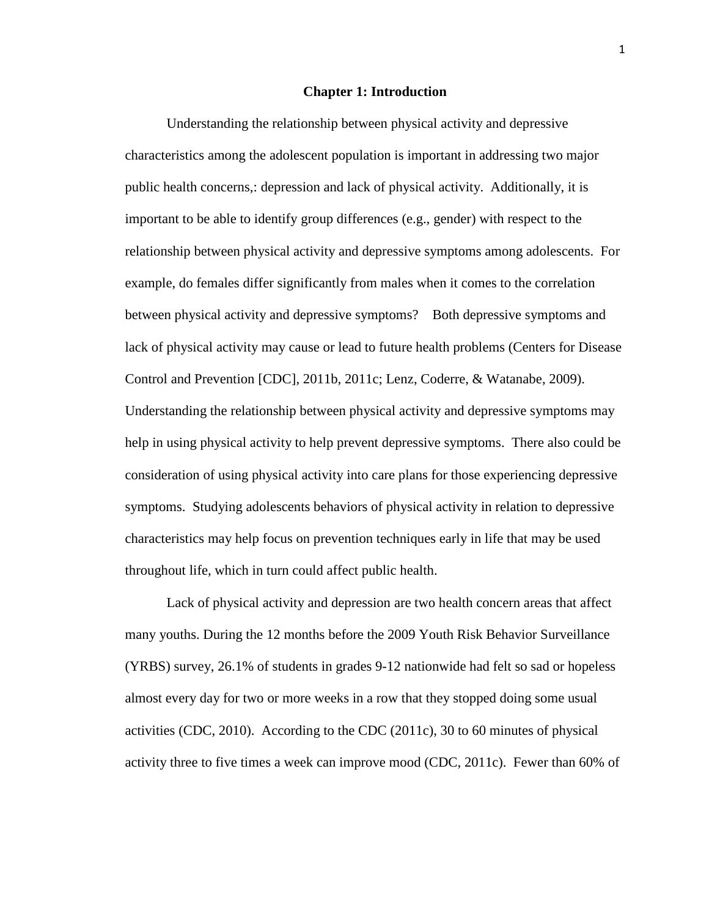# Chapter 1: Introduction

Understanding the relationship between physical activity and depressive characteristics among the adolescent population is important in addressing two major public health concerns,: depression and lack of physical activity. Additionally, it is important to be able to identify group differences (e.g., gender) with respect to the relationship between physical activity and depressive symptoms among adolescents. For example, do females differ significantly from males when it comes to the correlation between physical activity and depressive symptoms? Both depressive symptoms and lack of physical activity may cause or lead to future health problems (Centers for Disease Control and Prevention [CDC], 2011b, 2011c; Lenz, Coderre, & Watanabe, 2009). Understanding the relationship between physical activity and depressive symptoms may help in using physical activity to help prevent depressive symptoms. There also could be consideration of using physical activity into care plans for those experiencing depressive symptoms. Studying adolescents behaviors of physical activity in relation to depressive characteristics may help focus on prevention techniques early in life that may be used throughout life, which in turn could affect public health.

Lack of physical activity and depression are two health concern areas that affect many youths. During the 12 months before the 2009 Youth Risk Behavior Surveillance (YRBS) survey, 26.1% of students in grades 9-12 nationwide had felt so sad or hopeless almost every day for two or more weeks in a row that they stopped doing some usual activities (CDC, 2010). According to the CDC (2011c), 30 to 60 minutes of physical activity three to five times a week can improve mood (CDC, 2011c). Fewer than 60% of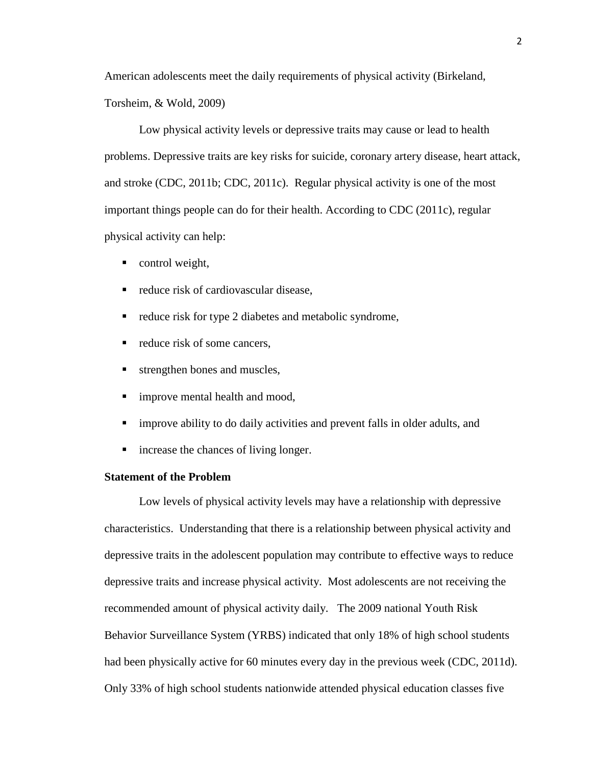American adolescents meet the daily requirements of physical activity (Birkeland, Torsheim, & Wold, 2009)

Low physical activity levels or depressive traits may cause or lead to health problems. Depressive traits are key risks for suicide, coronary artery disease, heart attack, and stroke (CDC, 2011b; CDC, 2011c). Regular physical activity is one of the most important things people can do for their health. According to CDC (2011c), regular physical activity can help:

- control weight,
- reduce risk of cardiovascular disease,
- reduce risk for type 2 diabetes and metabolic syndrome,
- reduce risk of some cancers,
- strengthen bones and muscles,
- improve mental health and mood,
- improve ability to do daily activities and prevent falls in older adults, and
- increase the chances of living longer.

**Statement of the Problem**

Low levels of physical activity levels may have a relationship with depressive characteristics. Understanding that there is a relationship between physical activity and depressive traits in the adolescent population may contribute to effective ways to reduce depressive traits and increase physical activity. Most adolescents are not receiving the recommended amount of physical activity daily. The 2009 national Youth Risk Behavior Surveillance System (YRBS) indicated that only 18% of high school students had been physically active for 60 minutes every day in the previous week (CDC, 2011d). Only 33% of high school students nationwide attended physical education classes five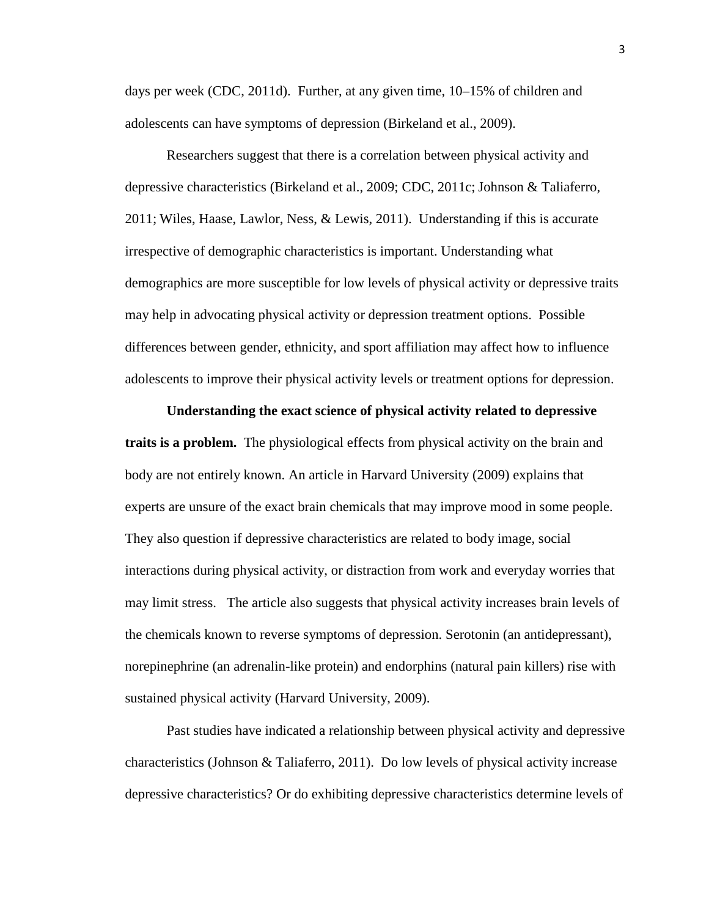days per week (CDC, 2011d). Further, at any given time, 10–15% of children and adolescents can have symptoms of depression (Birkeland et al., 2009).

Researchers suggest that there is a correlation between physical activity and depressive characteristics (Birkeland et al., 2009; CDC, 2011c; Johnson & Taliaferro, 2011; Wiles, Haase, Lawlor, Ness, & Lewis, 2011). Understanding if this is accurate irrespective of demographic characteristics is important. Understanding what demographics are more susceptible for low levels of physical activity or depressive traits may help in advocating physical activity or depression treatment options. Possible differences between gender, ethnicity, and sport affiliation may affect how to influence adolescents to improve their physical activity levels or treatment options for depression.

**Understanding the exact science of physical activity related to depressive traits is a problem.** The physiological effects from physical activity on the brain and body are not entirely known. An article in Harvard University (2009) explains that experts are unsure of the exact brain chemicals that may improve mood in some people. They also question if depressive characteristics are related to body image, social interactions during physical activity, or distraction from work and everyday worries that may limit stress. The article also suggests that physical activity increases brain levels of the chemicals known to reverse symptoms of depression. Serotonin (an antidepressant), norepinephrine (an adrenalin-like protein) and endorphins (natural pain killers) rise with sustained physical activity (Harvard University, 2009).

Past studies have indicated a relationship between physical activity and depressive characteristics (Johnson & Taliaferro, 2011). Do low levels of physical activity increase depressive characteristics? Or do exhibiting depressive characteristics determine levels of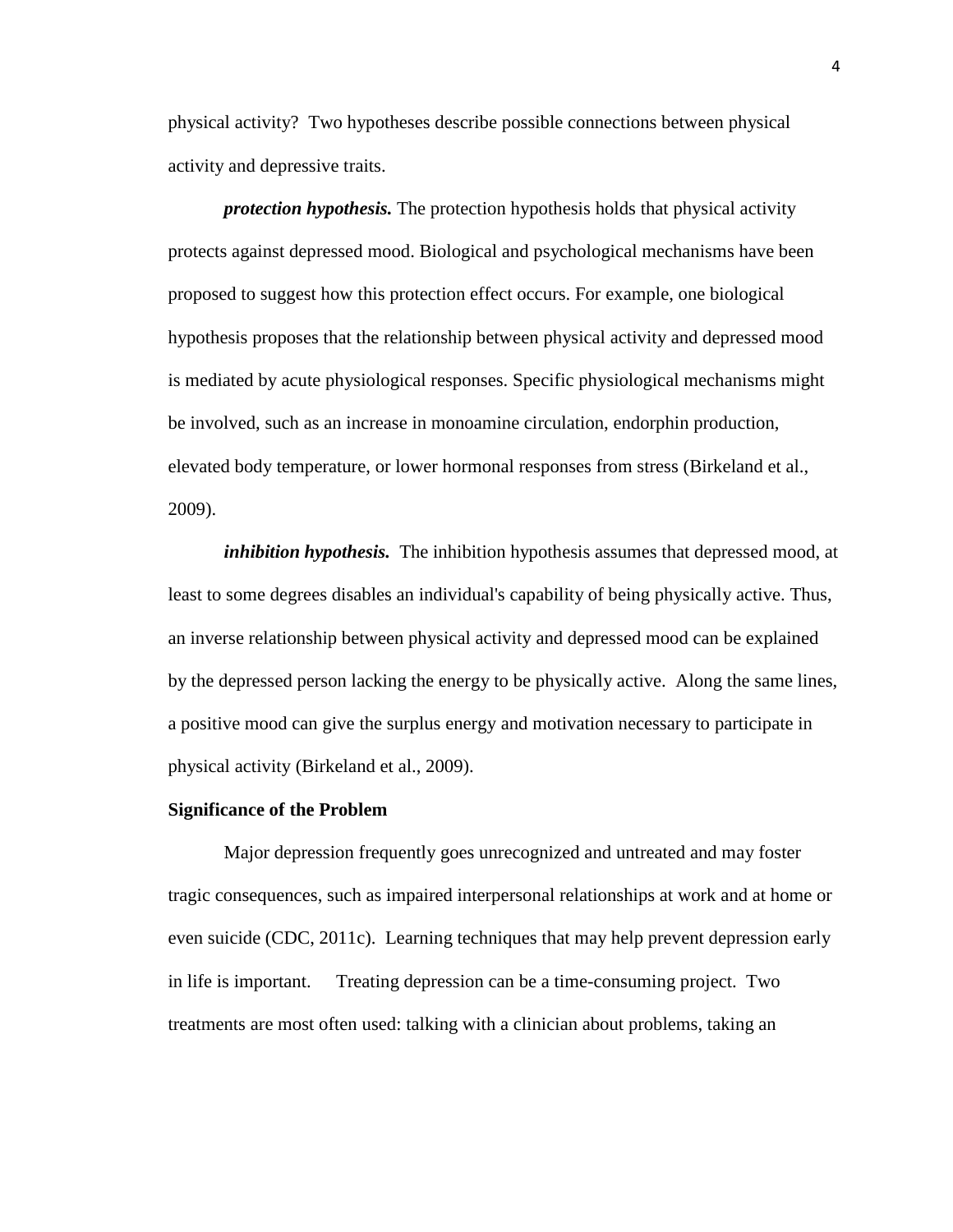physical activity? Two hypotheses describe possible connections between physical activity and depressive traits.

***protection hypothesis.*** The protection hypothesis holds that physical activity protects against depressed mood. Biological and psychological mechanisms have been proposed to suggest how this protection effect occurs. For example, one biological hypothesis proposes that the relationship between physical activity and depressed mood is mediated by acute physiological responses. Specific physiological mechanisms might be involved, such as an increase in monoamine circulation, endorphin production, elevated body temperature, or lower hormonal responses from stress (Birkeland et al., 2009).

***inhibition hypothesis.*** The inhibition hypothesis assumes that depressed mood, at least to some degrees disables an individual's capability of being physically active. Thus, an inverse relationship between physical activity and depressed mood can be explained by the depressed person lacking the energy to be physically active. Along the same lines, a positive mood can give the surplus energy and motivation necessary to participate in physical activity (Birkeland et al., 2009).

**Significance of the Problem**

Major depression frequently goes unrecognized and untreated and may foster tragic consequences, such as impaired interpersonal relationships at work and at home or even suicide (CDC, 2011c). Learning techniques that may help prevent depression early in life is important. Treating depression can be a time-consuming project. Two treatments are most often used: talking with a clinician about problems, taking an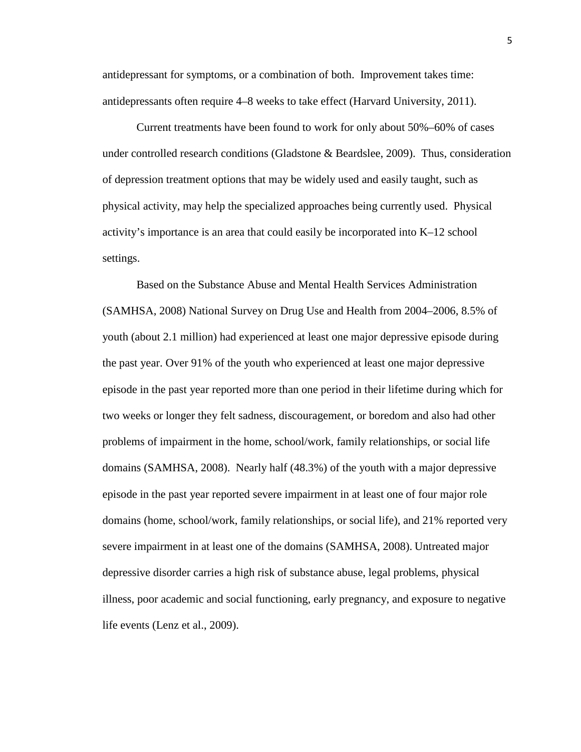antidepressant for symptoms, or a combination of both. Improvement takes time: antidepressants often require 4–8 weeks to take effect (Harvard University, 2011).

Current treatments have been found to work for only about 50%–60% of cases under controlled research conditions (Gladstone & Beardslee, 2009). Thus, consideration of depression treatment options that may be widely used and easily taught, such as physical activity, may help the specialized approaches being currently used. Physical activity's importance is an area that could easily be incorporated into K–12 school settings.

Based on the Substance Abuse and Mental Health Services Administration (SAMHSA, 2008) National Survey on Drug Use and Health from 2004–2006, 8.5% of youth (about 2.1 million) had experienced at least one major depressive episode during the past year. Over 91% of the youth who experienced at least one major depressive episode in the past year reported more than one period in their lifetime during which for two weeks or longer they felt sadness, discouragement, or boredom and also had other problems of impairment in the home, school/work, family relationships, or social life domains (SAMHSA, 2008). Nearly half (48.3%) of the youth with a major depressive episode in the past year reported severe impairment in at least one of four major role domains (home, school/work, family relationships, or social life), and 21% reported very severe impairment in at least one of the domains (SAMHSA, 2008). Untreated major depressive disorder carries a high risk of substance abuse, legal problems, physical illness, poor academic and social functioning, early pregnancy, and exposure to negative life events (Lenz et al., 2009).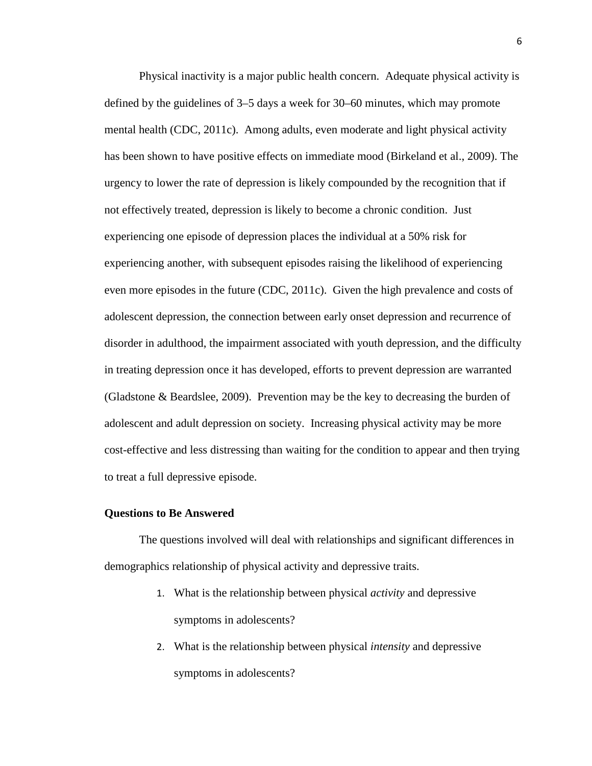Physical inactivity is a major public health concern. Adequate physical activity is defined by the guidelines of 3–5 days a week for 30–60 minutes, which may promote mental health (CDC, 2011c). Among adults, even moderate and light physical activity has been shown to have positive effects on immediate mood (Birkeland et al., 2009). The urgency to lower the rate of depression is likely compounded by the recognition that if not effectively treated, depression is likely to become a chronic condition. Just experiencing one episode of depression places the individual at a 50% risk for experiencing another, with subsequent episodes raising the likelihood of experiencing even more episodes in the future (CDC, 2011c). Given the high prevalence and costs of adolescent depression, the connection between early onset depression and recurrence of disorder in adulthood, the impairment associated with youth depression, and the difficulty in treating depression once it has developed, efforts to prevent depression are warranted (Gladstone & Beardslee, 2009). Prevention may be the key to decreasing the burden of adolescent and adult depression on society. Increasing physical activity may be more cost-effective and less distressing than waiting for the condition to appear and then trying to treat a full depressive episode.

**Questions to Be Answered**

The questions involved will deal with relationships and significant differences in demographics relationship of physical activity and depressive traits.

1. What is the relationship between physical *activity* and depressive symptoms in adolescents?
2. What is the relationship between physical *intensity* and depressive symptoms in adolescents?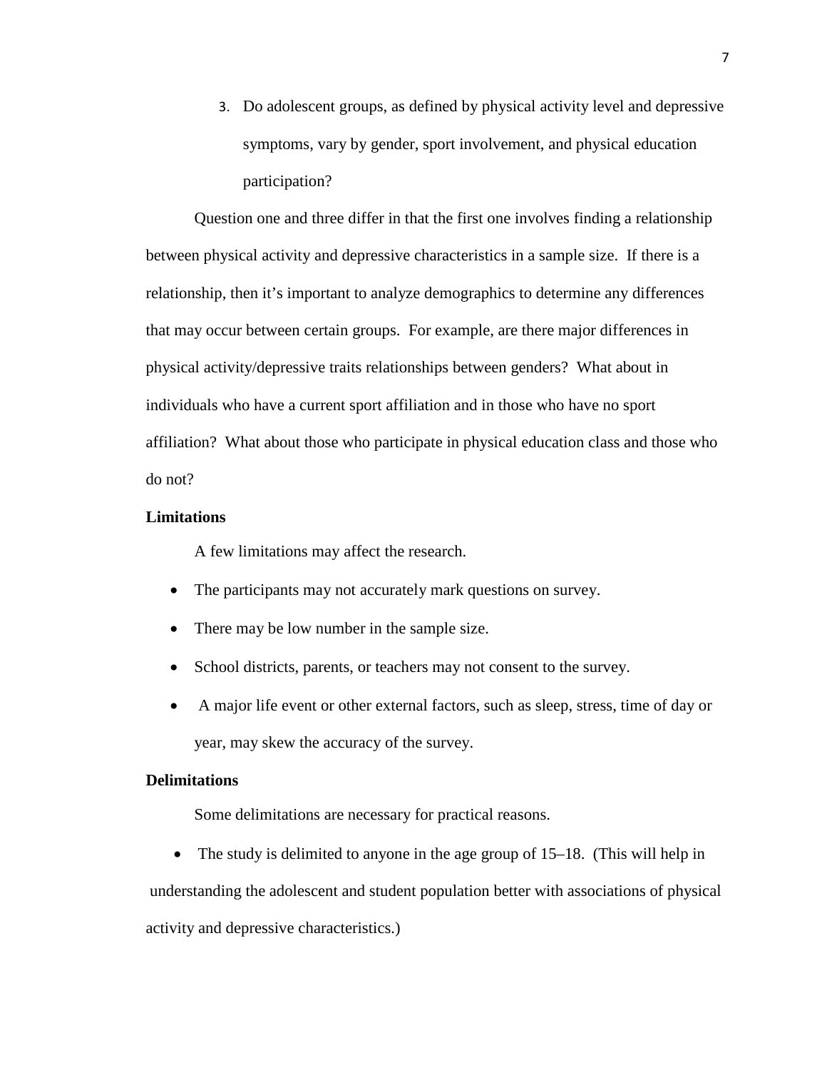3. Do adolescent groups, as defined by physical activity level and depressive symptoms, vary by gender, sport involvement, and physical education participation?

Question one and three differ in that the first one involves finding a relationship between physical activity and depressive characteristics in a sample size. If there is a relationship, then it's important to analyze demographics to determine any differences that may occur between certain groups. For example, are there major differences in physical activity/depressive traits relationships between genders? What about in individuals who have a current sport affiliation and in those who have no sport affiliation? What about those who participate in physical education class and those who do not?

**Limitations**

A few limitations may affect the research.

- The participants may not accurately mark questions on survey.
- There may be low number in the sample size.
- School districts, parents, or teachers may not consent to the survey.
- A major life event or other external factors, such as sleep, stress, time of day or year, may skew the accuracy of the survey.

**Delimitations**

Some delimitations are necessary for practical reasons.

- The study is delimited to anyone in the age group of 15–18. (This will help in understanding the adolescent and student population better with associations of physical activity and depressive characteristics.)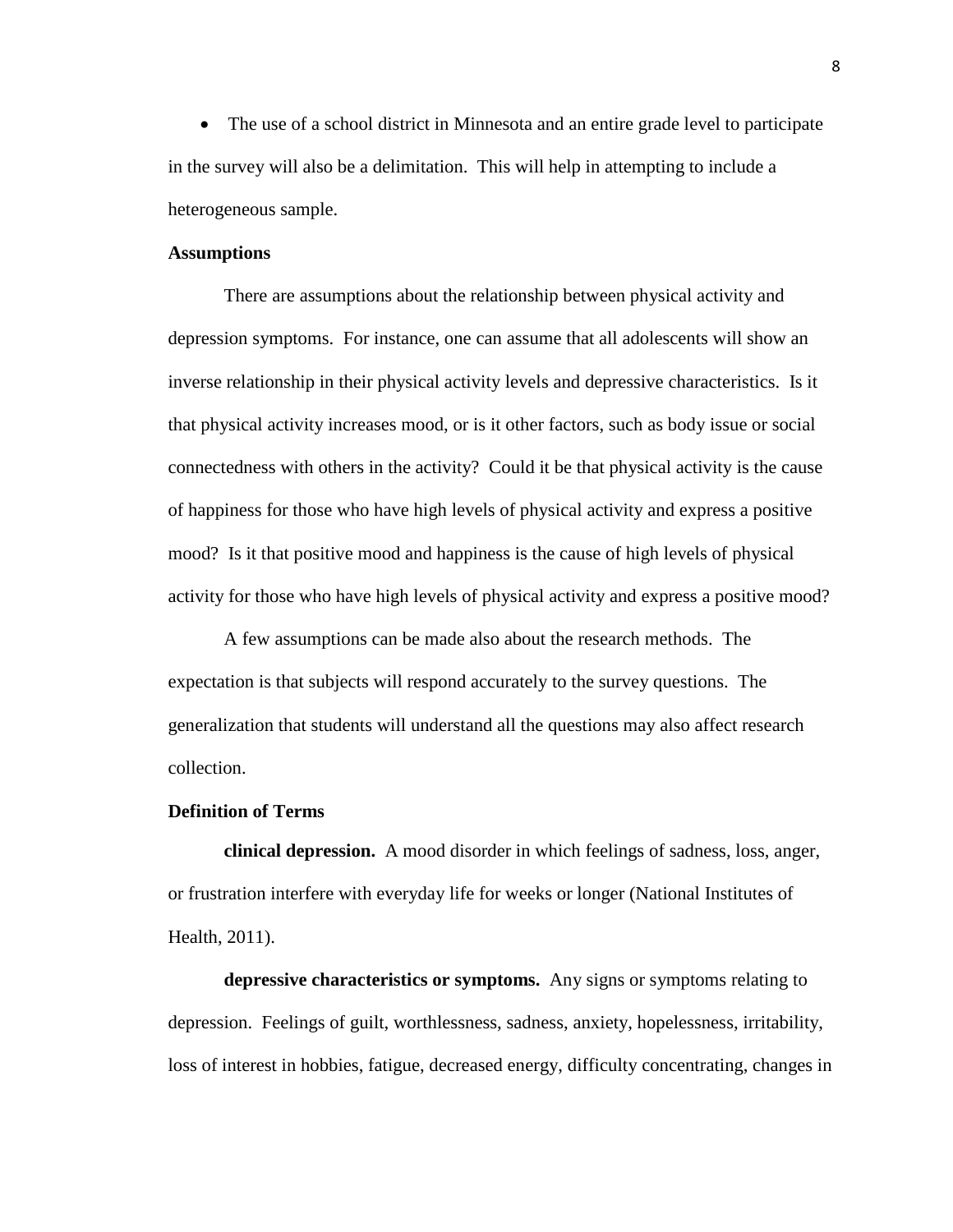- The use of a school district in Minnesota and an entire grade level to participate in the survey will also be a delimitation. This will help in attempting to include a heterogeneous sample.

**Assumptions**

There are assumptions about the relationship between physical activity and depression symptoms. For instance, one can assume that all adolescents will show an inverse relationship in their physical activity levels and depressive characteristics. Is it that physical activity increases mood, or is it other factors, such as body issue or social connectedness with others in the activity? Could it be that physical activity is the cause of happiness for those who have high levels of physical activity and express a positive mood? Is it that positive mood and happiness is the cause of high levels of physical activity for those who have high levels of physical activity and express a positive mood?

A few assumptions can be made also about the research methods. The expectation is that subjects will respond accurately to the survey questions. The generalization that students will understand all the questions may also affect research collection.

**Definition of Terms**

**clinical depression.** A mood disorder in which feelings of sadness, loss, anger, or frustration interfere with everyday life for weeks or longer (National Institutes of Health, 2011).

**depressive characteristics or symptoms.** Any signs or symptoms relating to depression. Feelings of guilt, worthlessness, sadness, anxiety, hopelessness, irritability, loss of interest in hobbies, fatigue, decreased energy, difficulty concentrating, changes in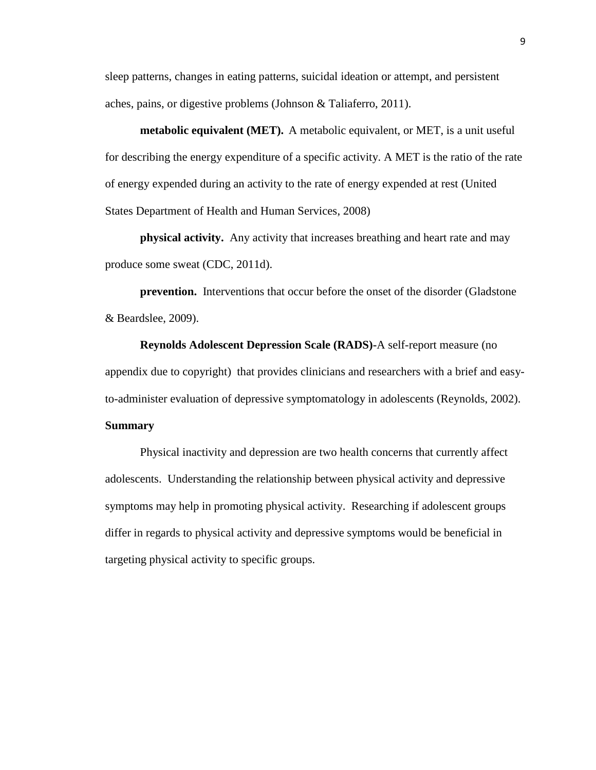sleep patterns, changes in eating patterns, suicidal ideation or attempt, and persistent aches, pains, or digestive problems (Johnson & Taliaferro, 2011).

**metabolic equivalent (MET).** A metabolic equivalent, or MET, is a unit useful for describing the energy expenditure of a specific activity. A MET is the ratio of the rate of energy expended during an activity to the rate of energy expended at rest (United States Department of Health and Human Services, 2008)

**physical activity.** Any activity that increases breathing and heart rate and may produce some sweat (CDC, 2011d).

**prevention.** Interventions that occur before the onset of the disorder (Gladstone & Beardslee, 2009).

**Reynolds Adolescent Depression Scale (RADS)-**A self-report measure (no appendix due to copyright) that provides clinicians and researchers with a brief and easy-to-administer evaluation of depressive symptomatology in adolescents (Reynolds, 2002).

**Summary**

Physical inactivity and depression are two health concerns that currently affect adolescents. Understanding the relationship between physical activity and depressive symptoms may help in promoting physical activity. Researching if adolescent groups differ in regards to physical activity and depressive symptoms would be beneficial in targeting physical activity to specific groups.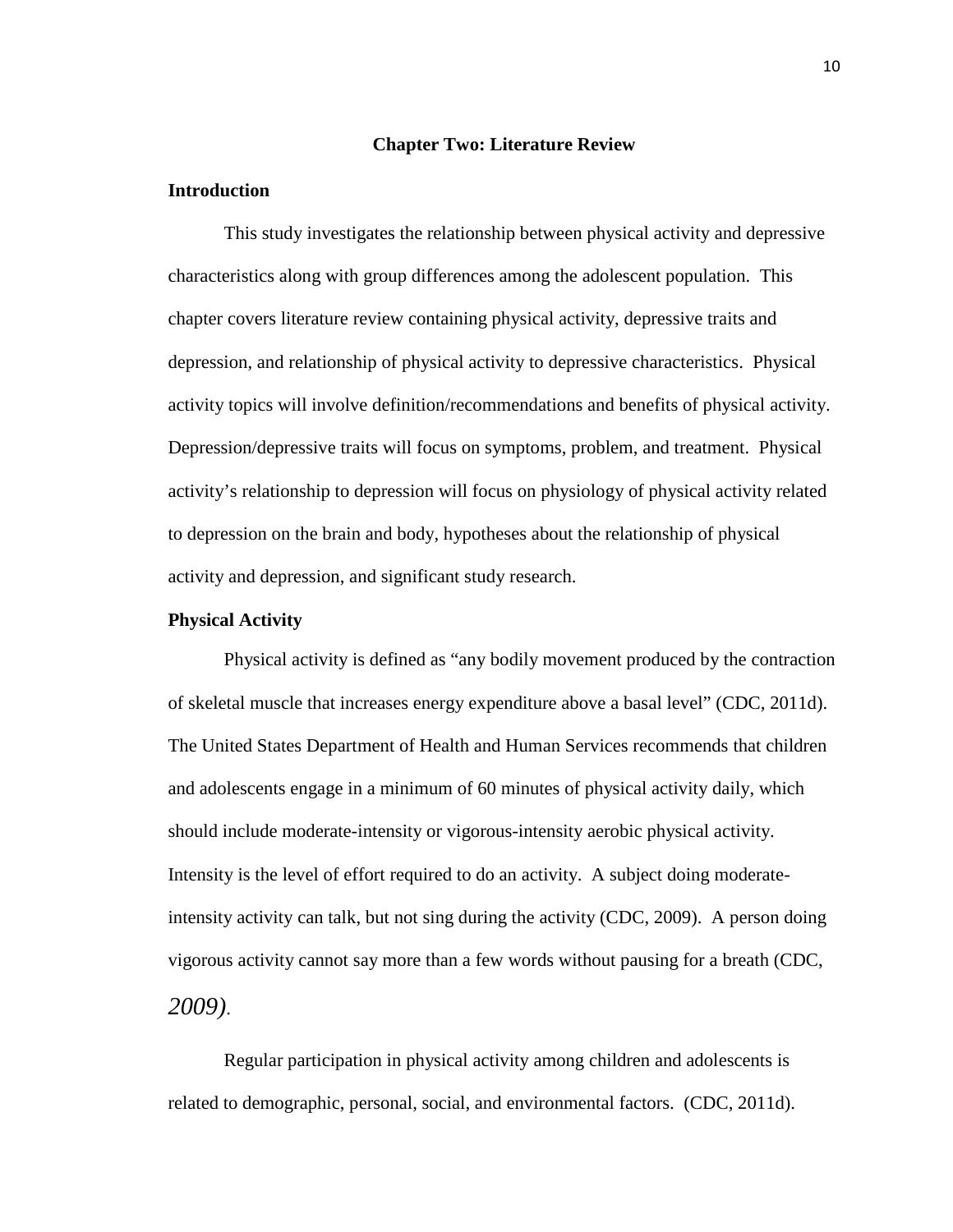## Chapter Two: Literature Review

### Introduction

This study investigates the relationship between physical activity and depressive characteristics along with group differences among the adolescent population. This chapter covers literature review containing physical activity, depressive traits and depression, and relationship of physical activity to depressive characteristics. Physical activity topics will involve definition/recommendations and benefits of physical activity. Depression/depressive traits will focus on symptoms, problem, and treatment. Physical activity's relationship to depression will focus on physiology of physical activity related to depression on the brain and body, hypotheses about the relationship of physical activity and depression, and significant study research.

### Physical Activity

Physical activity is defined as "any bodily movement produced by the contraction of skeletal muscle that increases energy expenditure above a basal level" (CDC, 2011d). The United States Department of Health and Human Services recommends that children and adolescents engage in a minimum of 60 minutes of physical activity daily, which should include moderate-intensity or vigorous-intensity aerobic physical activity. Intensity is the level of effort required to do an activity. A subject doing moderate-intensity activity can talk, but not sing during the activity (CDC, 2009). A person doing vigorous activity cannot say more than a few words without pausing for a breath (CDC, *2009).*

Regular participation in physical activity among children and adolescents is related to demographic, personal, social, and environmental factors. (CDC, 2011d).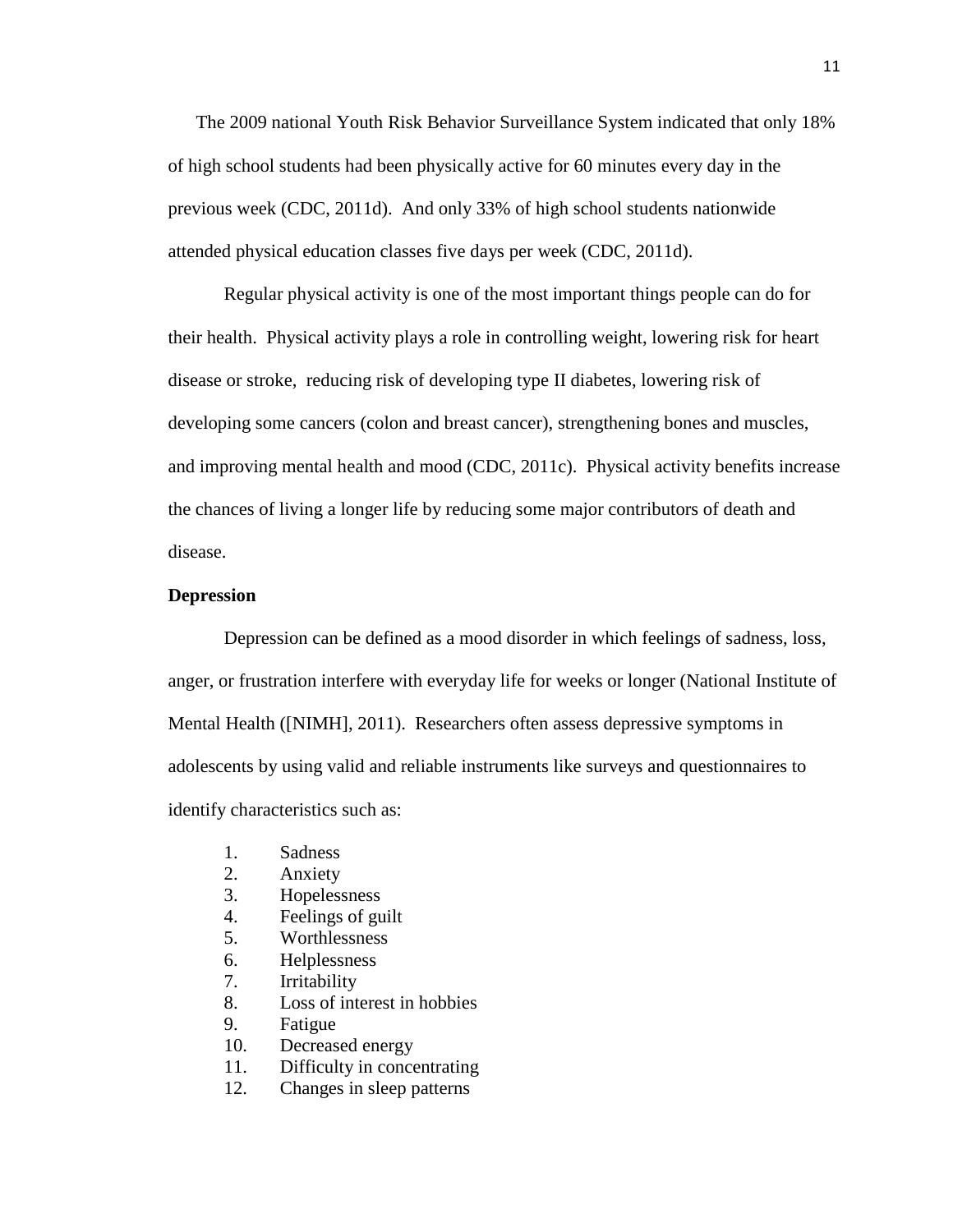The 2009 national Youth Risk Behavior Surveillance System indicated that only 18% of high school students had been physically active for 60 minutes every day in the previous week (CDC, 2011d). And only 33% of high school students nationwide attended physical education classes five days per week (CDC, 2011d).

Regular physical activity is one of the most important things people can do for their health. Physical activity plays a role in controlling weight, lowering risk for heart disease or stroke, reducing risk of developing type II diabetes, lowering risk of developing some cancers (colon and breast cancer), strengthening bones and muscles, and improving mental health and mood (CDC, 2011c). Physical activity benefits increase the chances of living a longer life by reducing some major contributors of death and disease.

**Depression**

Depression can be defined as a mood disorder in which feelings of sadness, loss, anger, or frustration interfere with everyday life for weeks or longer (National Institute of Mental Health ([NIMH], 2011). Researchers often assess depressive symptoms in adolescents by using valid and reliable instruments like surveys and questionnaires to identify characteristics such as:

1. Sadness
2. Anxiety
3. Hopelessness
4. Feelings of guilt
5. Worthlessness
6. Helplessness
7. Irritability
8. Loss of interest in hobbies
9. Fatigue
10. Decreased energy
11. Difficulty in concentrating
12. Changes in sleep patterns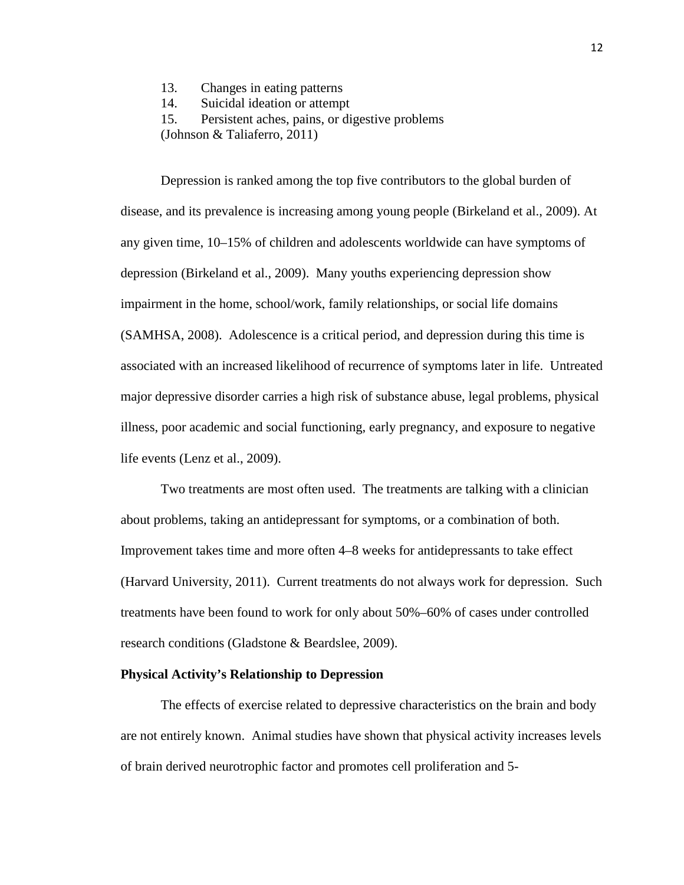13. Changes in eating patterns
14. Suicidal ideation or attempt
15. Persistent aches, pains, or digestive problems

(Johnson & Taliaferro, 2011)

Depression is ranked among the top five contributors to the global burden of disease, and its prevalence is increasing among young people (Birkeland et al., 2009). At any given time, 10–15% of children and adolescents worldwide can have symptoms of depression (Birkeland et al., 2009). Many youths experiencing depression show impairment in the home, school/work, family relationships, or social life domains (SAMHSA, 2008). Adolescence is a critical period, and depression during this time is associated with an increased likelihood of recurrence of symptoms later in life. Untreated major depressive disorder carries a high risk of substance abuse, legal problems, physical illness, poor academic and social functioning, early pregnancy, and exposure to negative life events (Lenz et al., 2009).

Two treatments are most often used. The treatments are talking with a clinician about problems, taking an antidepressant for symptoms, or a combination of both. Improvement takes time and more often 4–8 weeks for antidepressants to take effect (Harvard University, 2011). Current treatments do not always work for depression. Such treatments have been found to work for only about 50%–60% of cases under controlled research conditions (Gladstone & Beardslee, 2009).

**Physical Activity's Relationship to Depression**

The effects of exercise related to depressive characteristics on the brain and body are not entirely known. Animal studies have shown that physical activity increases levels of brain derived neurotrophic factor and promotes cell proliferation and 5-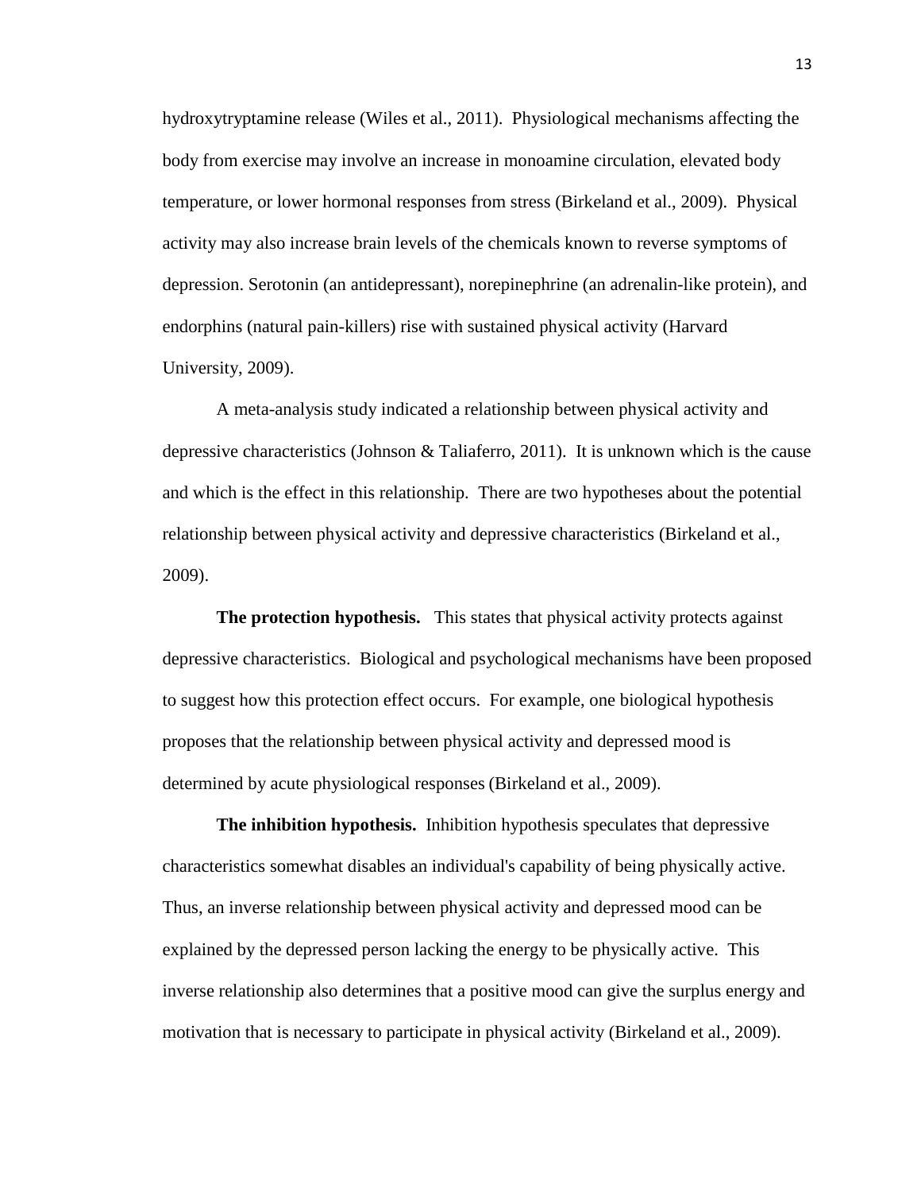hydroxytryptamine release (Wiles et al., 2011). Physiological mechanisms affecting the body from exercise may involve an increase in monoamine circulation, elevated body temperature, or lower hormonal responses from stress (Birkeland et al., 2009). Physical activity may also increase brain levels of the chemicals known to reverse symptoms of depression. Serotonin (an antidepressant), norepinephrine (an adrenalin-like protein), and endorphins (natural pain-killers) rise with sustained physical activity (Harvard University, 2009).

A meta-analysis study indicated a relationship between physical activity and depressive characteristics (Johnson & Taliaferro, 2011). It is unknown which is the cause and which is the effect in this relationship. There are two hypotheses about the potential relationship between physical activity and depressive characteristics (Birkeland et al., 2009).

**The protection hypothesis.** This states that physical activity protects against depressive characteristics. Biological and psychological mechanisms have been proposed to suggest how this protection effect occurs. For example, one biological hypothesis proposes that the relationship between physical activity and depressed mood is determined by acute physiological responses (Birkeland et al., 2009).

**The inhibition hypothesis.** Inhibition hypothesis speculates that depressive characteristics somewhat disables an individual's capability of being physically active. Thus, an inverse relationship between physical activity and depressed mood can be explained by the depressed person lacking the energy to be physically active. This inverse relationship also determines that a positive mood can give the surplus energy and motivation that is necessary to participate in physical activity (Birkeland et al., 2009).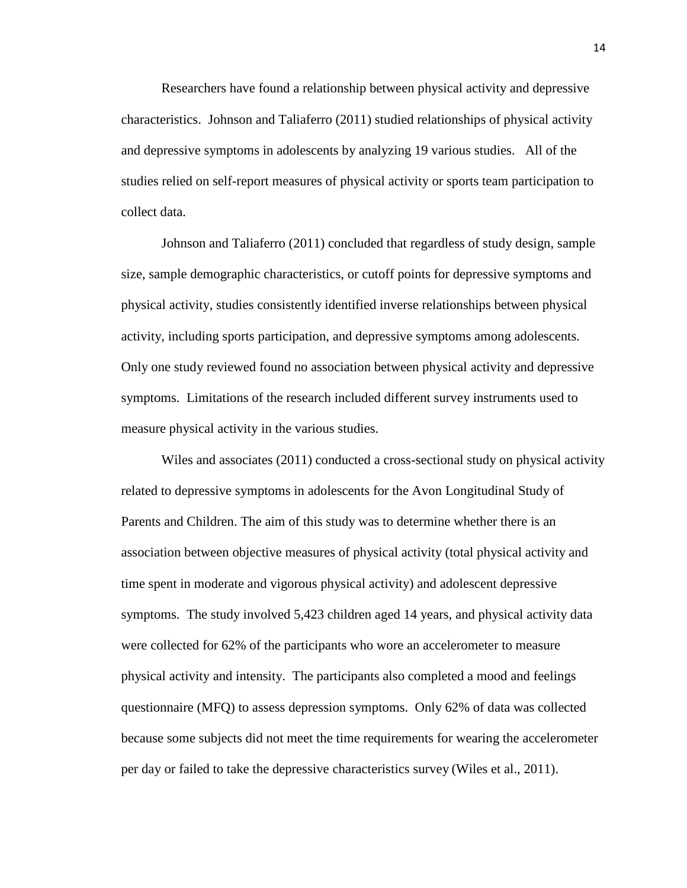Researchers have found a relationship between physical activity and depressive characteristics. Johnson and Taliaferro (2011) studied relationships of physical activity and depressive symptoms in adolescents by analyzing 19 various studies. All of the studies relied on self-report measures of physical activity or sports team participation to collect data.

Johnson and Taliaferro (2011) concluded that regardless of study design, sample size, sample demographic characteristics, or cutoff points for depressive symptoms and physical activity, studies consistently identified inverse relationships between physical activity, including sports participation, and depressive symptoms among adolescents. Only one study reviewed found no association between physical activity and depressive symptoms. Limitations of the research included different survey instruments used to measure physical activity in the various studies.

Wiles and associates (2011) conducted a cross-sectional study on physical activity related to depressive symptoms in adolescents for the Avon Longitudinal Study of Parents and Children. The aim of this study was to determine whether there is an association between objective measures of physical activity (total physical activity and time spent in moderate and vigorous physical activity) and adolescent depressive symptoms. The study involved 5,423 children aged 14 years, and physical activity data were collected for 62% of the participants who wore an accelerometer to measure physical activity and intensity. The participants also completed a mood and feelings questionnaire (MFQ) to assess depression symptoms. Only 62% of data was collected because some subjects did not meet the time requirements for wearing the accelerometer per day or failed to take the depressive characteristics survey (Wiles et al., 2011).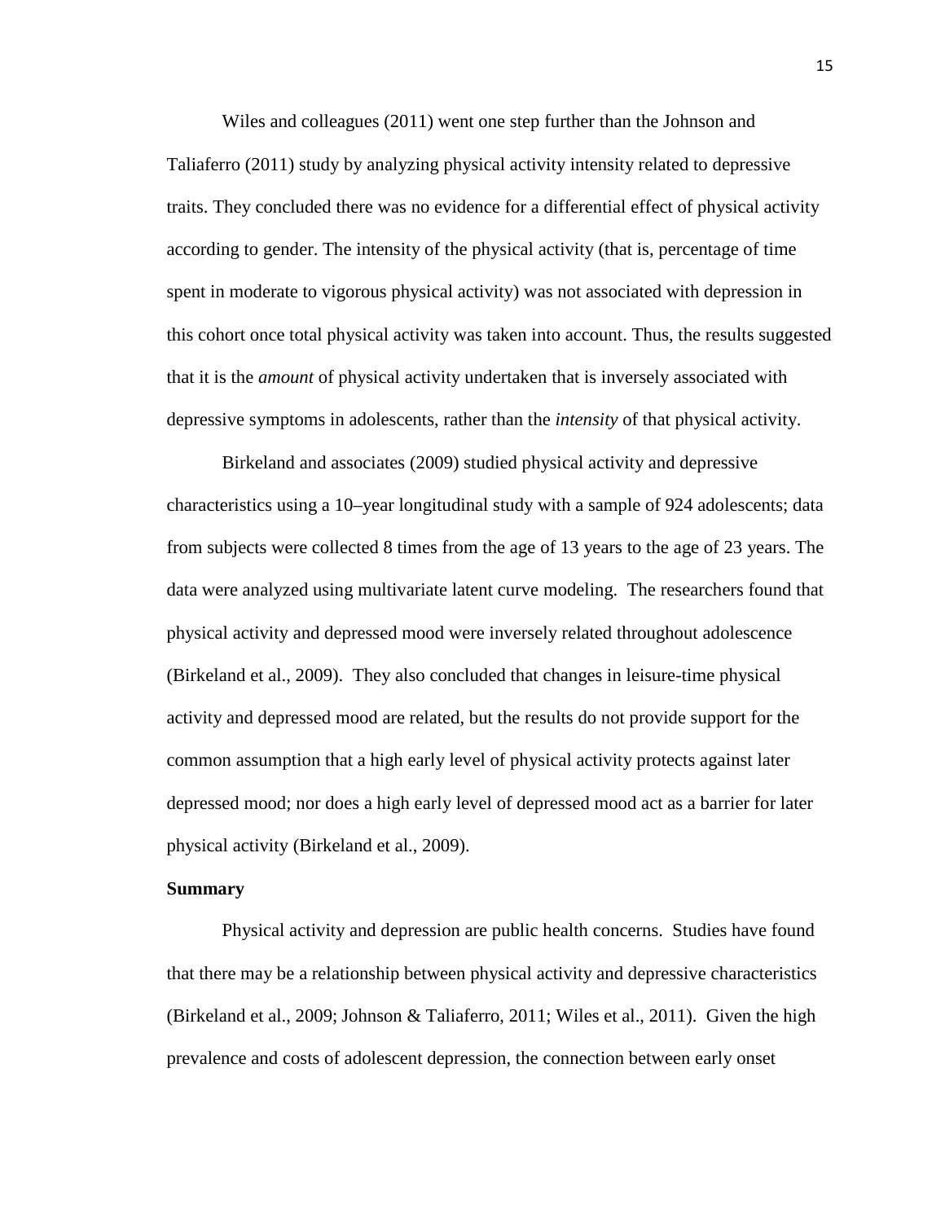Wiles and colleagues (2011) went one step further than the Johnson and Taliaferro (2011) study by analyzing physical activity intensity related to depressive traits. They concluded there was no evidence for a differential effect of physical activity according to gender. The intensity of the physical activity (that is, percentage of time spent in moderate to vigorous physical activity) was not associated with depression in this cohort once total physical activity was taken into account. Thus, the results suggested that it is the *amount* of physical activity undertaken that is inversely associated with depressive symptoms in adolescents, rather than the *intensity* of that physical activity.

Birkeland and associates (2009) studied physical activity and depressive characteristics using a 10–year longitudinal study with a sample of 924 adolescents; data from subjects were collected 8 times from the age of 13 years to the age of 23 years. The data were analyzed using multivariate latent curve modeling. The researchers found that physical activity and depressed mood were inversely related throughout adolescence (Birkeland et al., 2009). They also concluded that changes in leisure-time physical activity and depressed mood are related, but the results do not provide support for the common assumption that a high early level of physical activity protects against later depressed mood; nor does a high early level of depressed mood act as a barrier for later physical activity (Birkeland et al., 2009).

**Summary**

Physical activity and depression are public health concerns. Studies have found that there may be a relationship between physical activity and depressive characteristics (Birkeland et al., 2009; Johnson & Taliaferro, 2011; Wiles et al., 2011). Given the high prevalence and costs of adolescent depression, the connection between early onset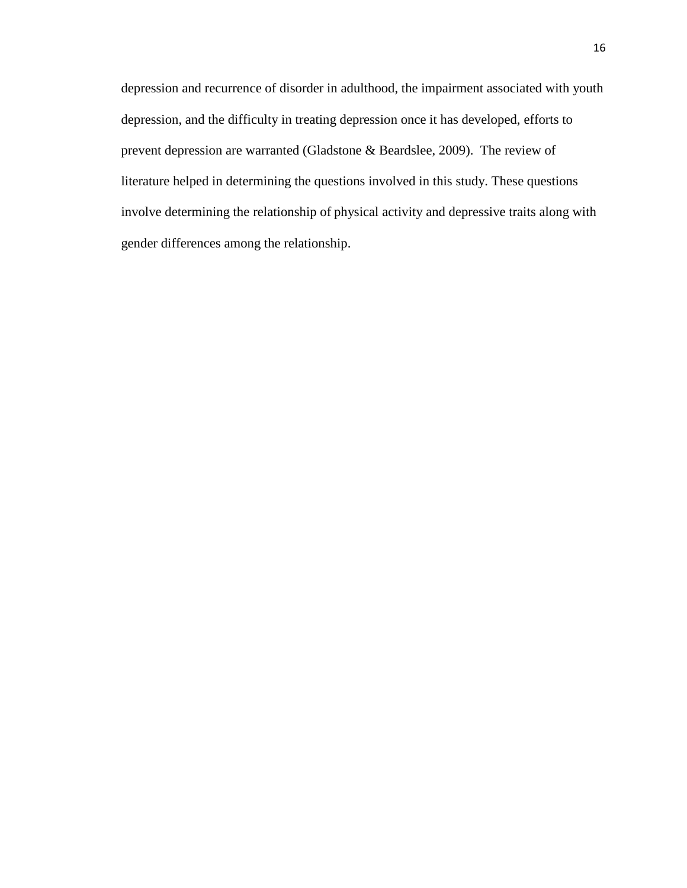depression and recurrence of disorder in adulthood, the impairment associated with youth depression, and the difficulty in treating depression once it has developed, efforts to prevent depression are warranted (Gladstone & Beardslee, 2009). The review of literature helped in determining the questions involved in this study. These questions involve determining the relationship of physical activity and depressive traits along with gender differences among the relationship.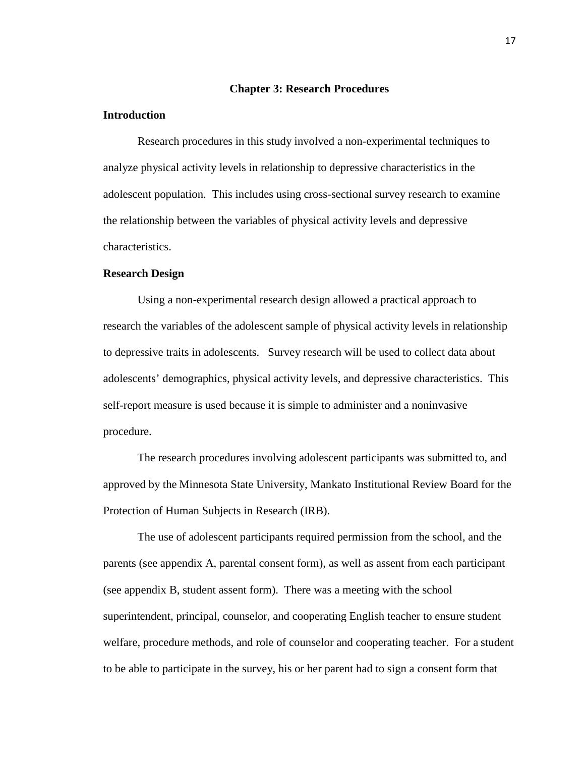## Chapter 3: Research Procedures

### Introduction

Research procedures in this study involved a non-experimental techniques to analyze physical activity levels in relationship to depressive characteristics in the adolescent population. This includes using cross-sectional survey research to examine the relationship between the variables of physical activity levels and depressive characteristics.

### Research Design

Using a non-experimental research design allowed a practical approach to research the variables of the adolescent sample of physical activity levels in relationship to depressive traits in adolescents. Survey research will be used to collect data about adolescents' demographics, physical activity levels, and depressive characteristics. This self-report measure is used because it is simple to administer and a noninvasive procedure.

The research procedures involving adolescent participants was submitted to, and approved by the Minnesota State University, Mankato Institutional Review Board for the Protection of Human Subjects in Research (IRB).

The use of adolescent participants required permission from the school, and the parents (see appendix A, parental consent form), as well as assent from each participant (see appendix B, student assent form). There was a meeting with the school superintendent, principal, counselor, and cooperating English teacher to ensure student welfare, procedure methods, and role of counselor and cooperating teacher. For a student to be able to participate in the survey, his or her parent had to sign a consent form that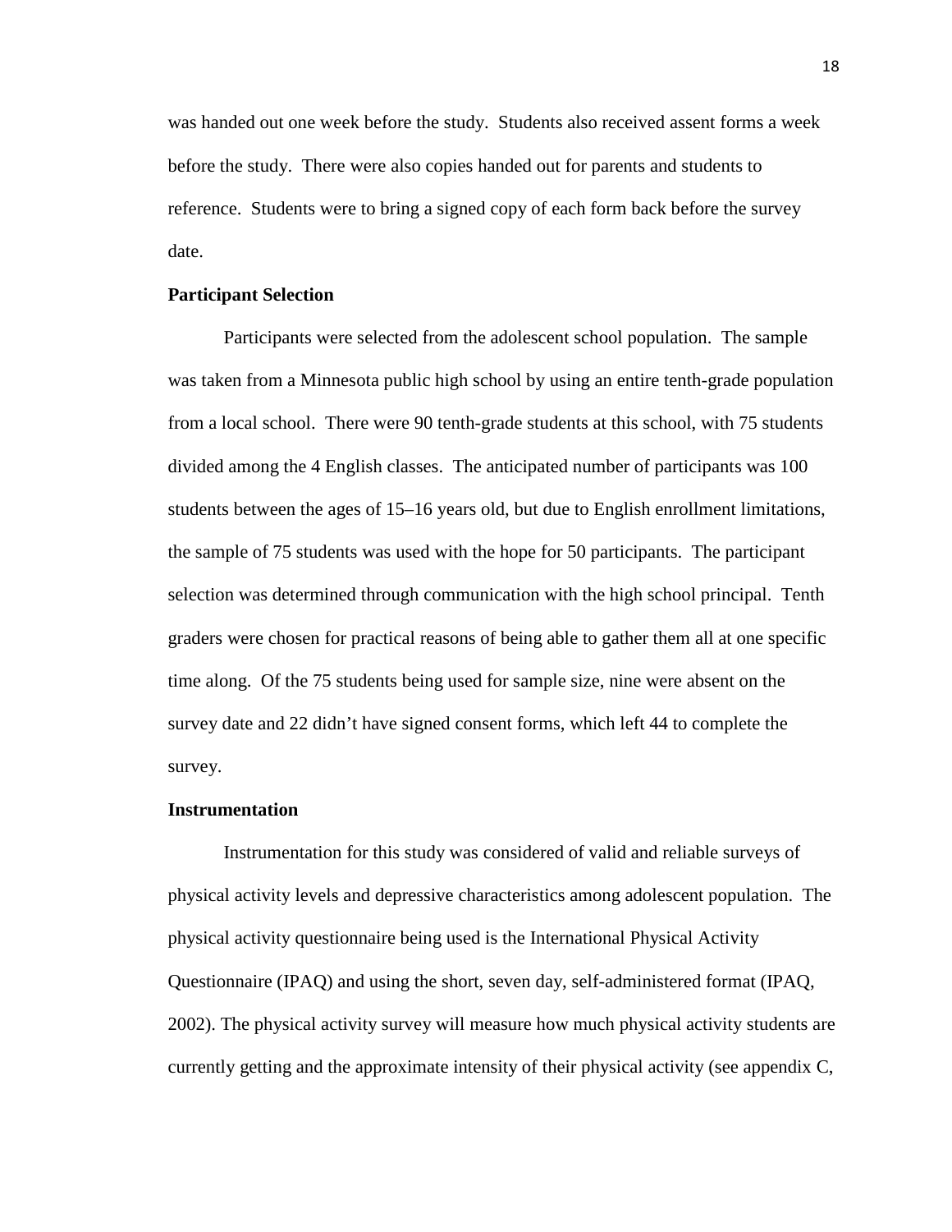was handed out one week before the study. Students also received assent forms a week before the study. There were also copies handed out for parents and students to reference. Students were to bring a signed copy of each form back before the survey date.

**Participant Selection**

Participants were selected from the adolescent school population. The sample was taken from a Minnesota public high school by using an entire tenth-grade population from a local school. There were 90 tenth-grade students at this school, with 75 students divided among the 4 English classes. The anticipated number of participants was 100 students between the ages of 15–16 years old, but due to English enrollment limitations, the sample of 75 students was used with the hope for 50 participants. The participant selection was determined through communication with the high school principal. Tenth graders were chosen for practical reasons of being able to gather them all at one specific time along. Of the 75 students being used for sample size, nine were absent on the survey date and 22 didn't have signed consent forms, which left 44 to complete the survey.

**Instrumentation**

Instrumentation for this study was considered of valid and reliable surveys of physical activity levels and depressive characteristics among adolescent population. The physical activity questionnaire being used is the International Physical Activity Questionnaire (IPAQ) and using the short, seven day, self-administered format (IPAQ, 2002). The physical activity survey will measure how much physical activity students are currently getting and the approximate intensity of their physical activity (see appendix C,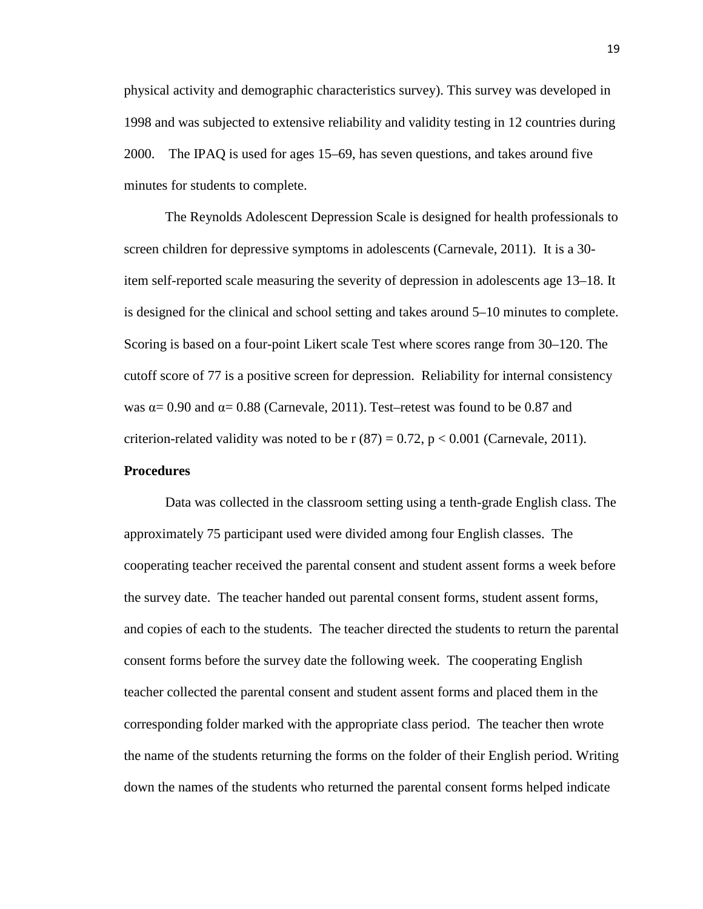physical activity and demographic characteristics survey). This survey was developed in 1998 and was subjected to extensive reliability and validity testing in 12 countries during 2000. The IPAQ is used for ages 15–69, has seven questions, and takes around five minutes for students to complete.

The Reynolds Adolescent Depression Scale is designed for health professionals to screen children for depressive symptoms in adolescents (Carnevale, 2011). It is a 30-item self-reported scale measuring the severity of depression in adolescents age 13–18. It is designed for the clinical and school setting and takes around 5–10 minutes to complete. Scoring is based on a four-point Likert scale Test where scores range from 30–120. The cutoff score of 77 is a positive screen for depression. Reliability for internal consistency was $\alpha = 0.90$ and $\alpha = 0.88$ (Carnevale, 2011). Test–retest was found to be 0.87 and criterion-related validity was noted to be $r(87) = 0.72$, $p < 0.001$ (Carnevale, 2011).

**Procedures**

Data was collected in the classroom setting using a tenth-grade English class. The approximately 75 participant used were divided among four English classes. The cooperating teacher received the parental consent and student assent forms a week before the survey date. The teacher handed out parental consent forms, student assent forms, and copies of each to the students. The teacher directed the students to return the parental consent forms before the survey date the following week. The cooperating English teacher collected the parental consent and student assent forms and placed them in the corresponding folder marked with the appropriate class period. The teacher then wrote the name of the students returning the forms on the folder of their English period. Writing down the names of the students who returned the parental consent forms helped indicate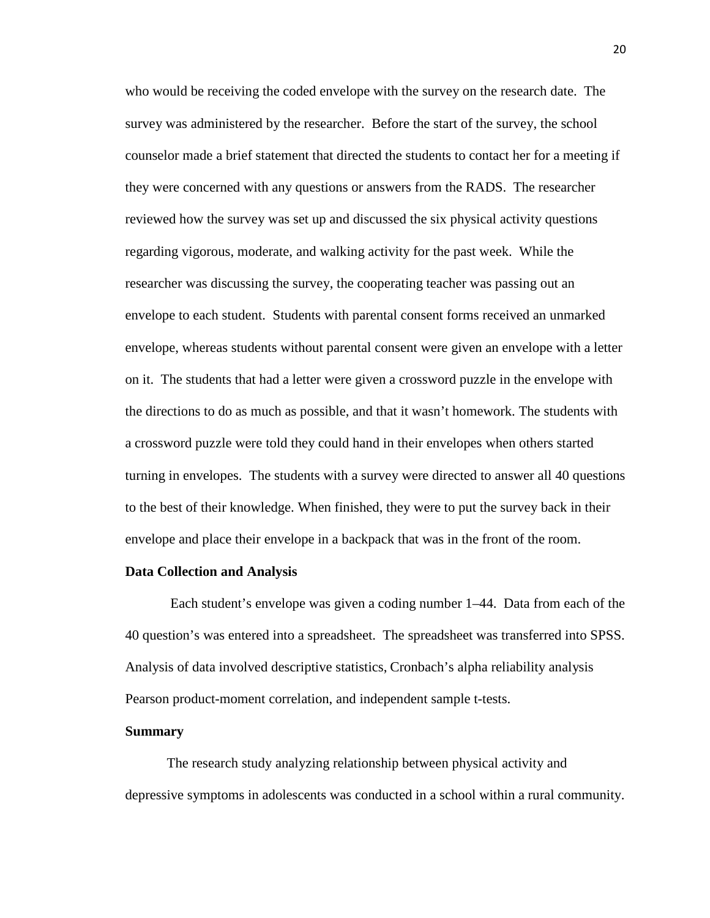who would be receiving the coded envelope with the survey on the research date. The survey was administered by the researcher. Before the start of the survey, the school counselor made a brief statement that directed the students to contact her for a meeting if they were concerned with any questions or answers from the RADS. The researcher reviewed how the survey was set up and discussed the six physical activity questions regarding vigorous, moderate, and walking activity for the past week. While the researcher was discussing the survey, the cooperating teacher was passing out an envelope to each student. Students with parental consent forms received an unmarked envelope, whereas students without parental consent were given an envelope with a letter on it. The students that had a letter were given a crossword puzzle in the envelope with the directions to do as much as possible, and that it wasn't homework. The students with a crossword puzzle were told they could hand in their envelopes when others started turning in envelopes. The students with a survey were directed to answer all 40 questions to the best of their knowledge. When finished, they were to put the survey back in their envelope and place their envelope in a backpack that was in the front of the room.

### Data Collection and Analysis

Each student's envelope was given a coding number 1–44. Data from each of the 40 question's was entered into a spreadsheet. The spreadsheet was transferred into SPSS. Analysis of data involved descriptive statistics, Cronbach's alpha reliability analysis Pearson product-moment correlation, and independent sample t-tests.

### Summary

The research study analyzing relationship between physical activity and depressive symptoms in adolescents was conducted in a school within a rural community.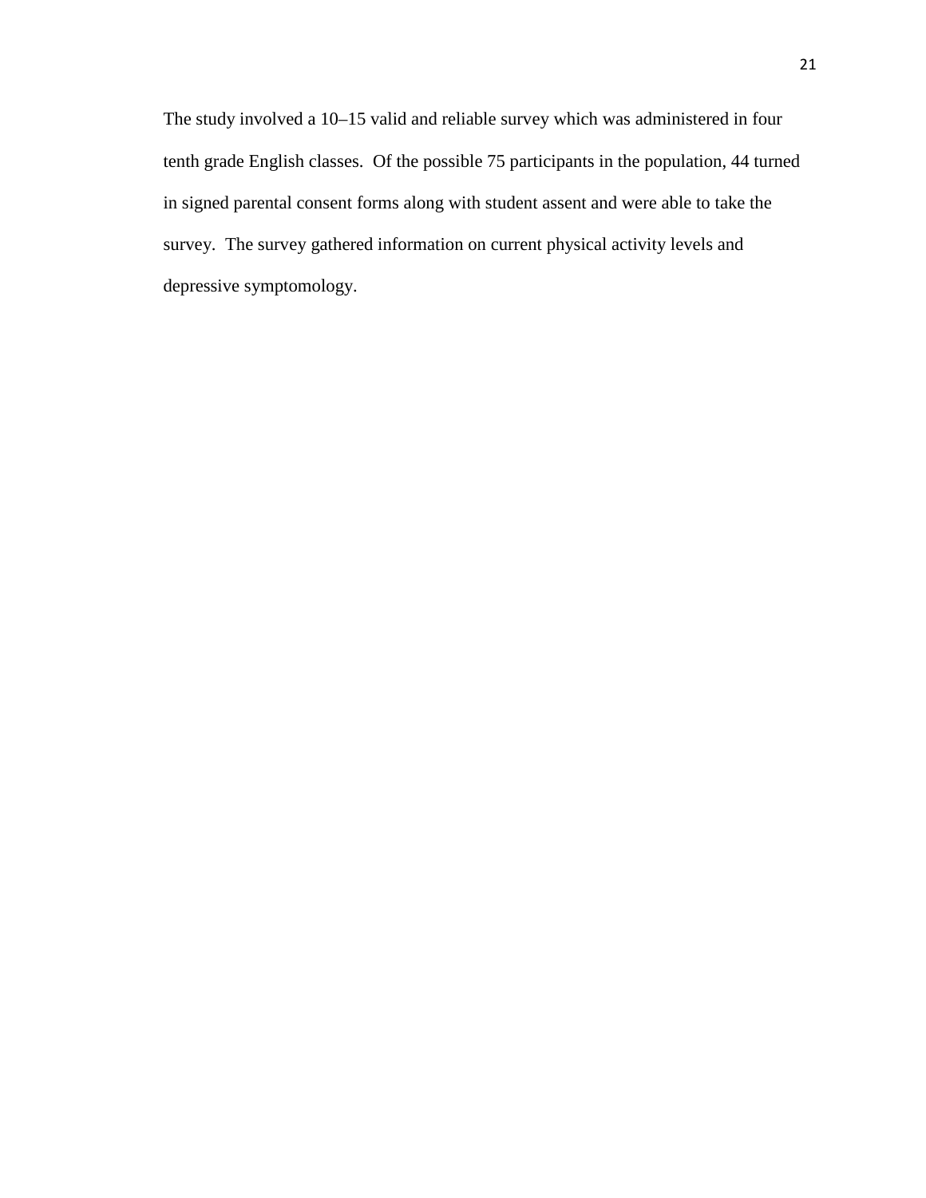The study involved a 10–15 valid and reliable survey which was administered in four tenth grade English classes.  Of the possible 75 participants in the population, 44 turned in signed parental consent forms along with student assent and were able to take the survey.  The survey gathered information on current physical activity levels and depressive symptomology.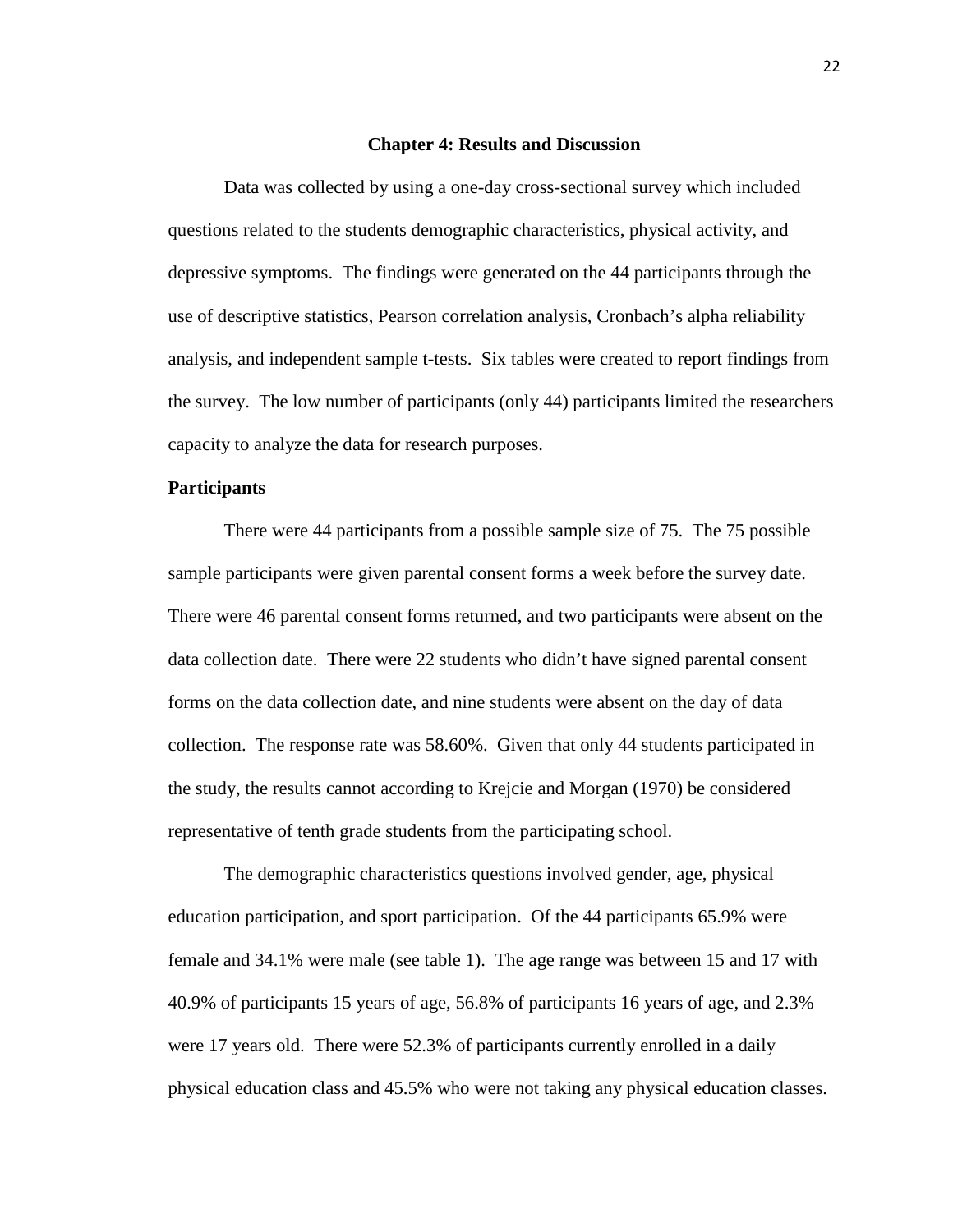## Chapter 4: Results and Discussion

Data was collected by using a one-day cross-sectional survey which included questions related to the students demographic characteristics, physical activity, and depressive symptoms. The findings were generated on the 44 participants through the use of descriptive statistics, Pearson correlation analysis, Cronbach's alpha reliability analysis, and independent sample t-tests. Six tables were created to report findings from the survey. The low number of participants (only 44) participants limited the researchers capacity to analyze the data for research purposes.

### Participants

There were 44 participants from a possible sample size of 75. The 75 possible sample participants were given parental consent forms a week before the survey date. There were 46 parental consent forms returned, and two participants were absent on the data collection date. There were 22 students who didn't have signed parental consent forms on the data collection date, and nine students were absent on the day of data collection. The response rate was 58.60%. Given that only 44 students participated in the study, the results cannot according to Krejcie and Morgan (1970) be considered representative of tenth grade students from the participating school.

The demographic characteristics questions involved gender, age, physical education participation, and sport participation. Of the 44 participants 65.9% were female and 34.1% were male (see table 1). The age range was between 15 and 17 with 40.9% of participants 15 years of age, 56.8% of participants 16 years of age, and 2.3% were 17 years old. There were 52.3% of participants currently enrolled in a daily physical education class and 45.5% who were not taking any physical education classes.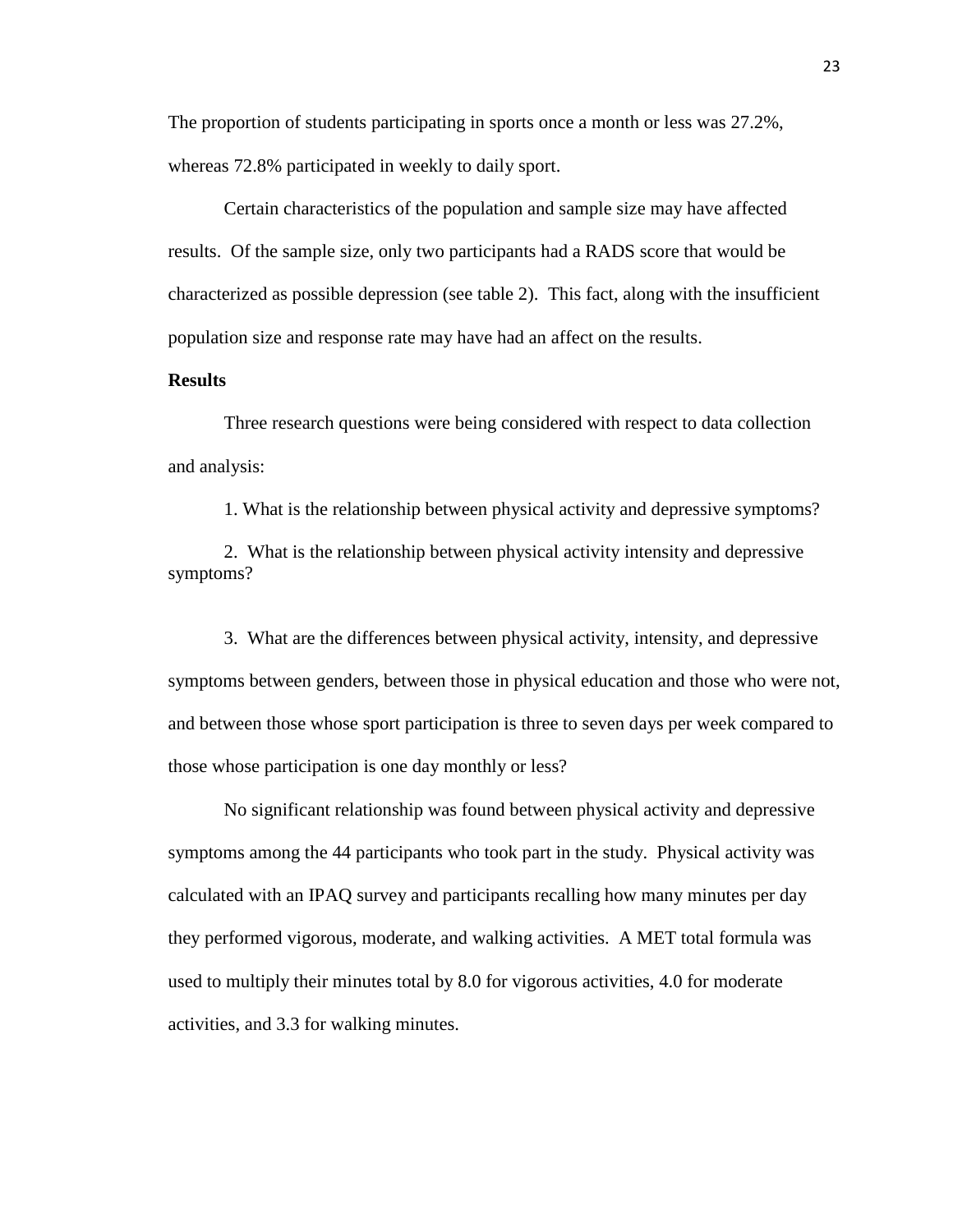The proportion of students participating in sports once a month or less was 27.2%, whereas 72.8% participated in weekly to daily sport.

Certain characteristics of the population and sample size may have affected results. Of the sample size, only two participants had a RADS score that would be characterized as possible depression (see table 2). This fact, along with the insufficient population size and response rate may have had an affect on the results.

**Results**

Three research questions were being considered with respect to data collection and analysis:

1. What is the relationship between physical activity and depressive symptoms?

2. What is the relationship between physical activity intensity and depressive symptoms?

3. What are the differences between physical activity, intensity, and depressive symptoms between genders, between those in physical education and those who were not, and between those whose sport participation is three to seven days per week compared to those whose participation is one day monthly or less?

No significant relationship was found between physical activity and depressive symptoms among the 44 participants who took part in the study. Physical activity was calculated with an IPAQ survey and participants recalling how many minutes per day they performed vigorous, moderate, and walking activities. A MET total formula was used to multiply their minutes total by 8.0 for vigorous activities, 4.0 for moderate activities, and 3.3 for walking minutes.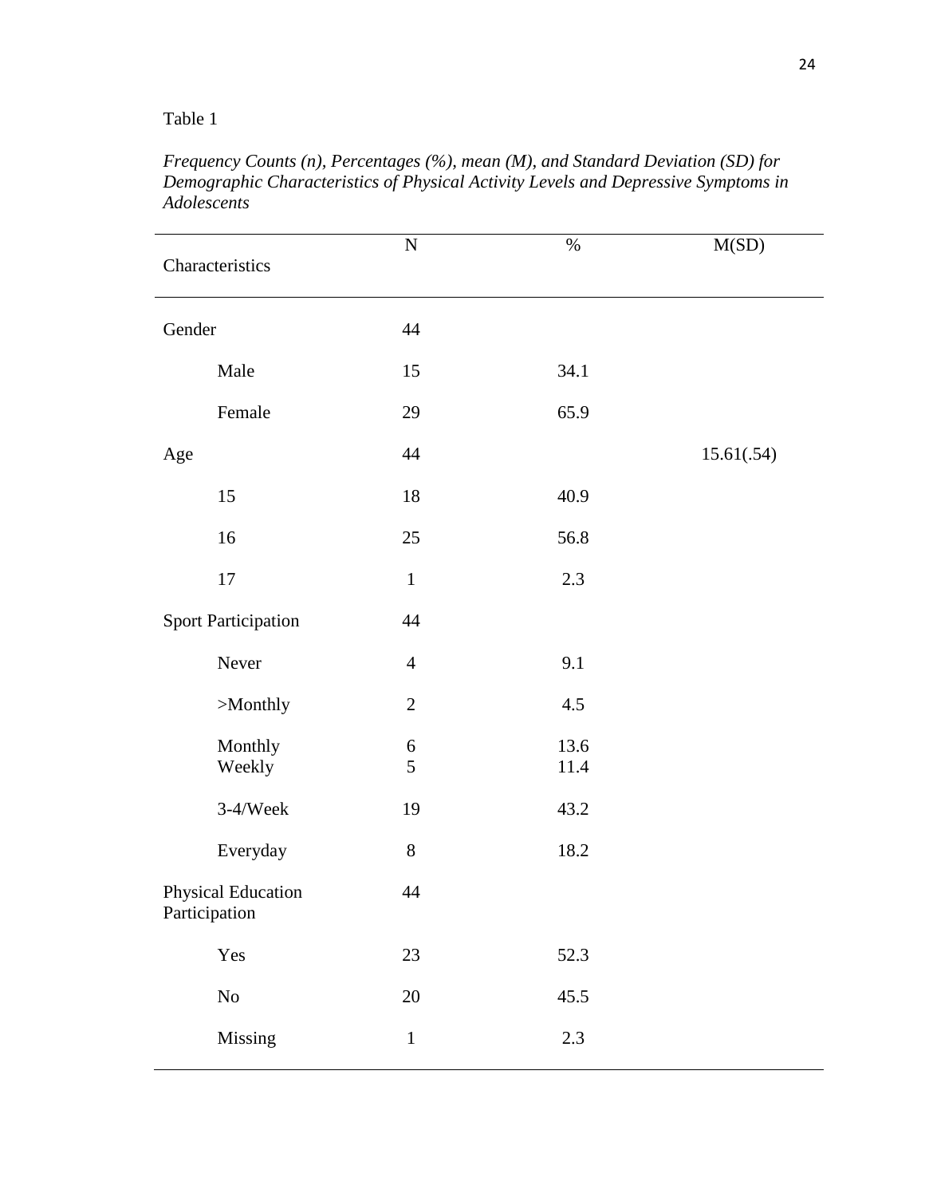Table 1

*Frequency Counts (n), Percentages (%), mean (M), and Standard Deviation (SD) for Demographic Characteristics of Physical Activity Levels and Depressive Symptoms in Adolescents*

| Characteristics | N | % | M(SD) |
|---|---|---|---|
| Gender | 44 | | |
| Male | 15 | 34.1 | |
| Female | 29 | 65.9 | |
| Age | 44 | | 15.61(.54) |
| 15 | 18 | 40.9 | |
| 16 | 25 | 56.8 | |
| 17 | 1 | 2.3 | |
| Sport Participation | 44 | | |
| Never | 4 | 9.1 | |
| >Monthly | 2 | 4.5 | |
| Monthly | 6 | 13.6 | |
| Weekly | 5 | 11.4 | |
| 3-4/Week | 19 | 43.2 | |
| Everyday | 8 | 18.2 | |
| Physical Education Participation | 44 | | |
| Yes | 23 | 52.3 | |
| No | 20 | 45.5 | |
| Missing | 1 | 2.3 | |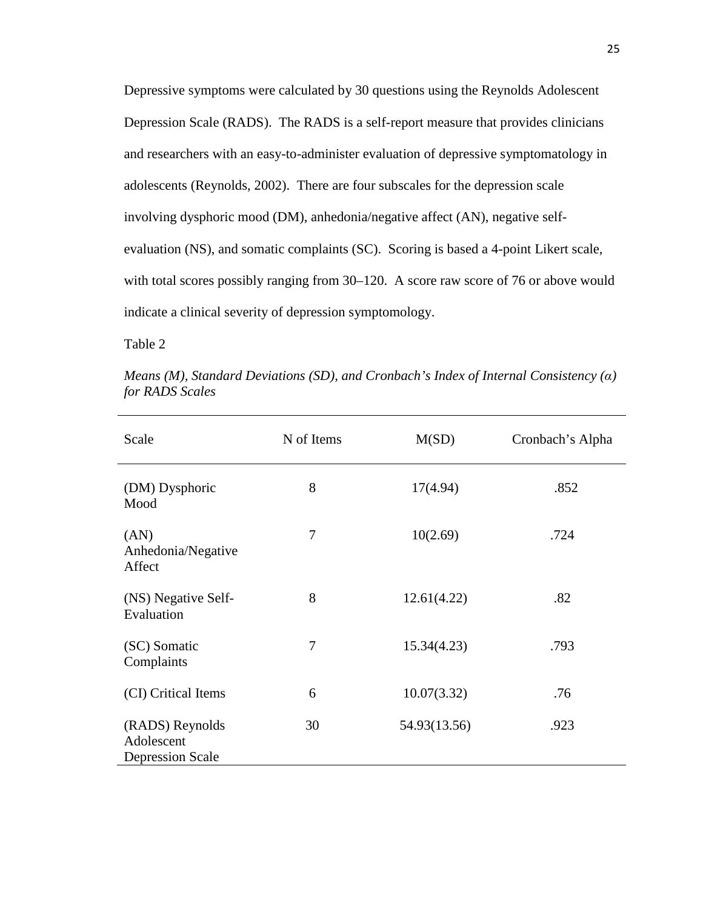Depressive symptoms were calculated by 30 questions using the Reynolds Adolescent Depression Scale (RADS). The RADS is a self-report measure that provides clinicians and researchers with an easy-to-administer evaluation of depressive symptomatology in adolescents (Reynolds, 2002). There are four subscales for the depression scale involving dysphoric mood (DM), anhedonia/negative affect (AN), negative self-evaluation (NS), and somatic complaints (SC). Scoring is based a 4-point Likert scale, with total scores possibly ranging from 30–120. A score raw score of 76 or above would indicate a clinical severity of depression symptomology.

Table 2

*Means (M), Standard Deviations (SD), and Cronbach's Index of Internal Consistency (α) for RADS Scales*

| Scale | N of Items | M(SD) | Cronbach's Alpha |
|---|---|---|---|
| (DM) Dysphoric Mood | 8 | 17(4.94) | .852 |
| (AN) Anhedonia/Negative Affect | 7 | 10(2.69) | .724 |
| (NS) Negative Self-Evaluation | 8 | 12.61(4.22) | .82 |
| (SC) Somatic Complaints | 7 | 15.34(4.23) | .793 |
| (CI) Critical Items | 6 | 10.07(3.32) | .76 |
| (RADS) Reynolds Adolescent Depression Scale | 30 | 54.93(13.56) | .923 |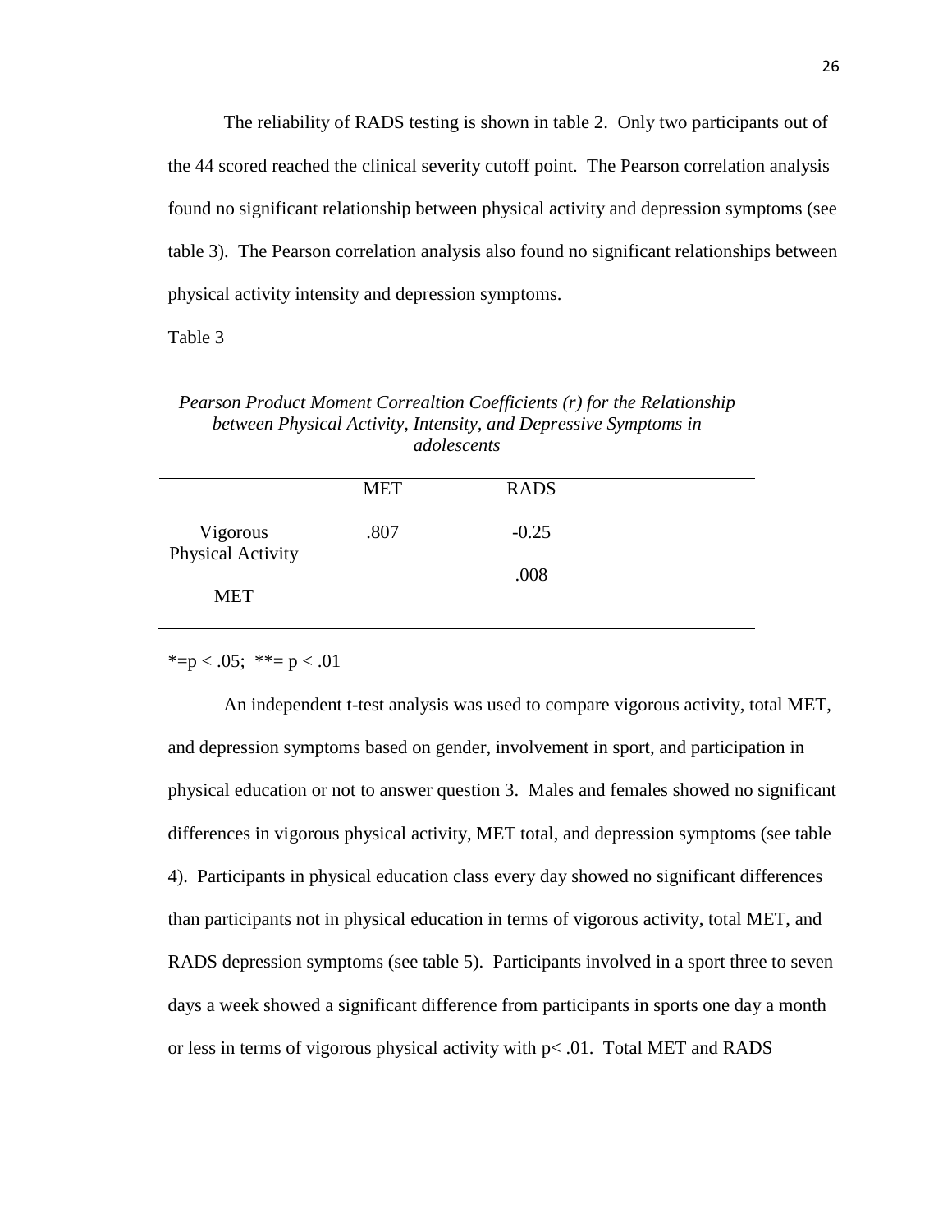The reliability of RADS testing is shown in table 2. Only two participants out of the 44 scored reached the clinical severity cutoff point. The Pearson correlation analysis found no significant relationship between physical activity and depression symptoms (see table 3). The Pearson correlation analysis also found no significant relationships between physical activity intensity and depression symptoms.

Table 3

*Pearson Product Moment Correaltion Coefficients (r) for the Relationship between Physical Activity, Intensity, and Depressive Symptoms in adolescents*

| | MET | RADS |
|---|---|---|
| Vigorous Physical Activity | .807 | -0.25 |
| MET | | .008 |

*=p < .05; **= p < .01

An independent t-test analysis was used to compare vigorous activity, total MET, and depression symptoms based on gender, involvement in sport, and participation in physical education or not to answer question 3. Males and females showed no significant differences in vigorous physical activity, MET total, and depression symptoms (see table 4). Participants in physical education class every day showed no significant differences than participants not in physical education in terms of vigorous activity, total MET, and RADS depression symptoms (see table 5). Participants involved in a sport three to seven days a week showed a significant difference from participants in sports one day a month or less in terms of vigorous physical activity with $p < .01$. Total MET and RADS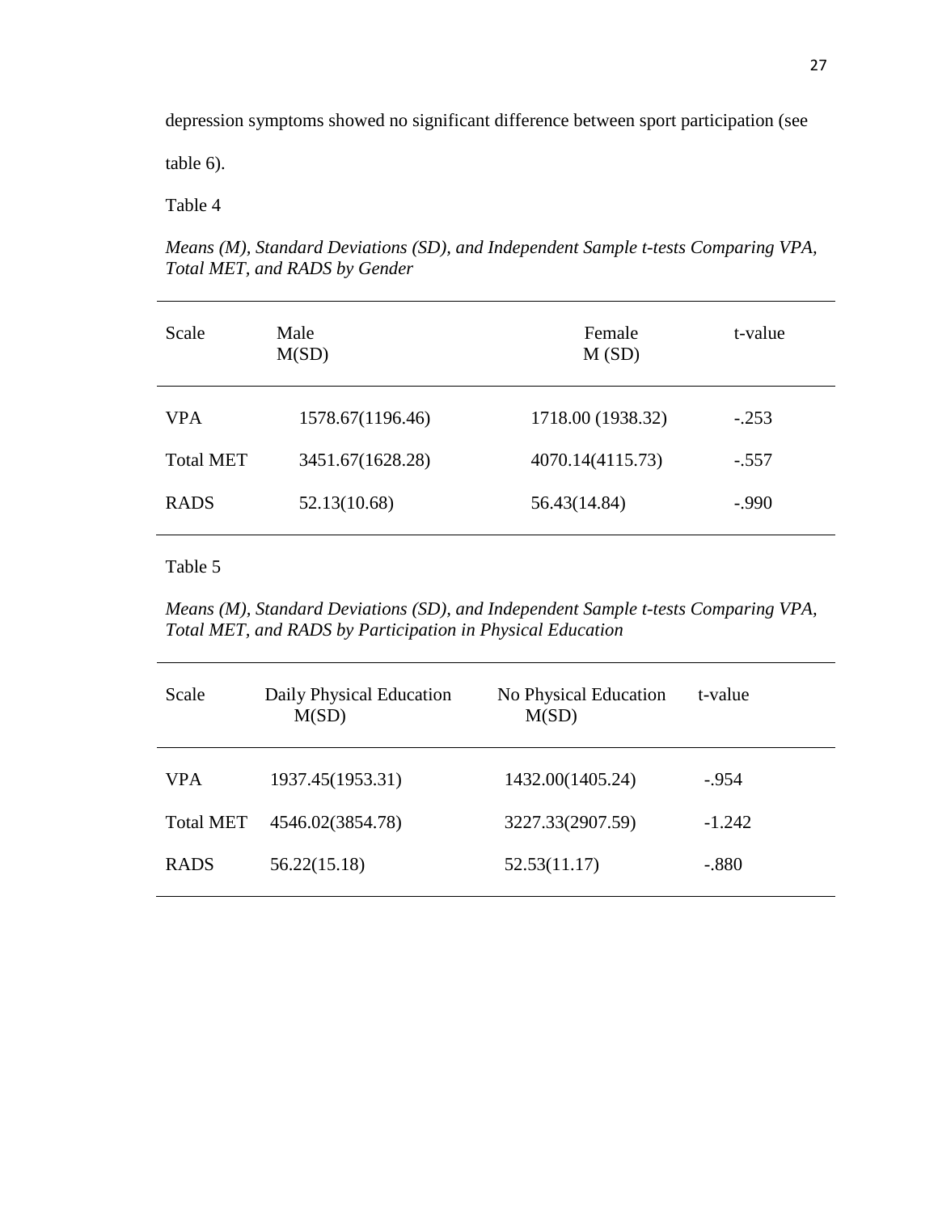depression symptoms showed no significant difference between sport participation (see table 6).

Table 4

*Means (M), Standard Deviations (SD), and Independent Sample t-tests Comparing VPA, Total MET, and RADS by Gender*

| Scale | Male M(SD) | Female M (SD) | t-value |
|---|---|---|---|
| VPA | 1578.67(1196.46) | 1718.00 (1938.32) | -.253 |
| Total MET | 3451.67(1628.28) | 4070.14(4115.73) | -.557 |
| RADS | 52.13(10.68) | 56.43(14.84) | -.990 |

Table 5

*Means (M), Standard Deviations (SD), and Independent Sample t-tests Comparing VPA, Total MET, and RADS by Participation in Physical Education*

| Scale | Daily Physical Education M(SD) | No Physical Education M(SD) | t-value |
|---|---|---|---|
| VPA | 1937.45(1953.31) | 1432.00(1405.24) | -.954 |
| Total MET | 4546.02(3854.78) | 3227.33(2907.59) | -1.242 |
| RADS | 56.22(15.18) | 52.53(11.17) | -.880 |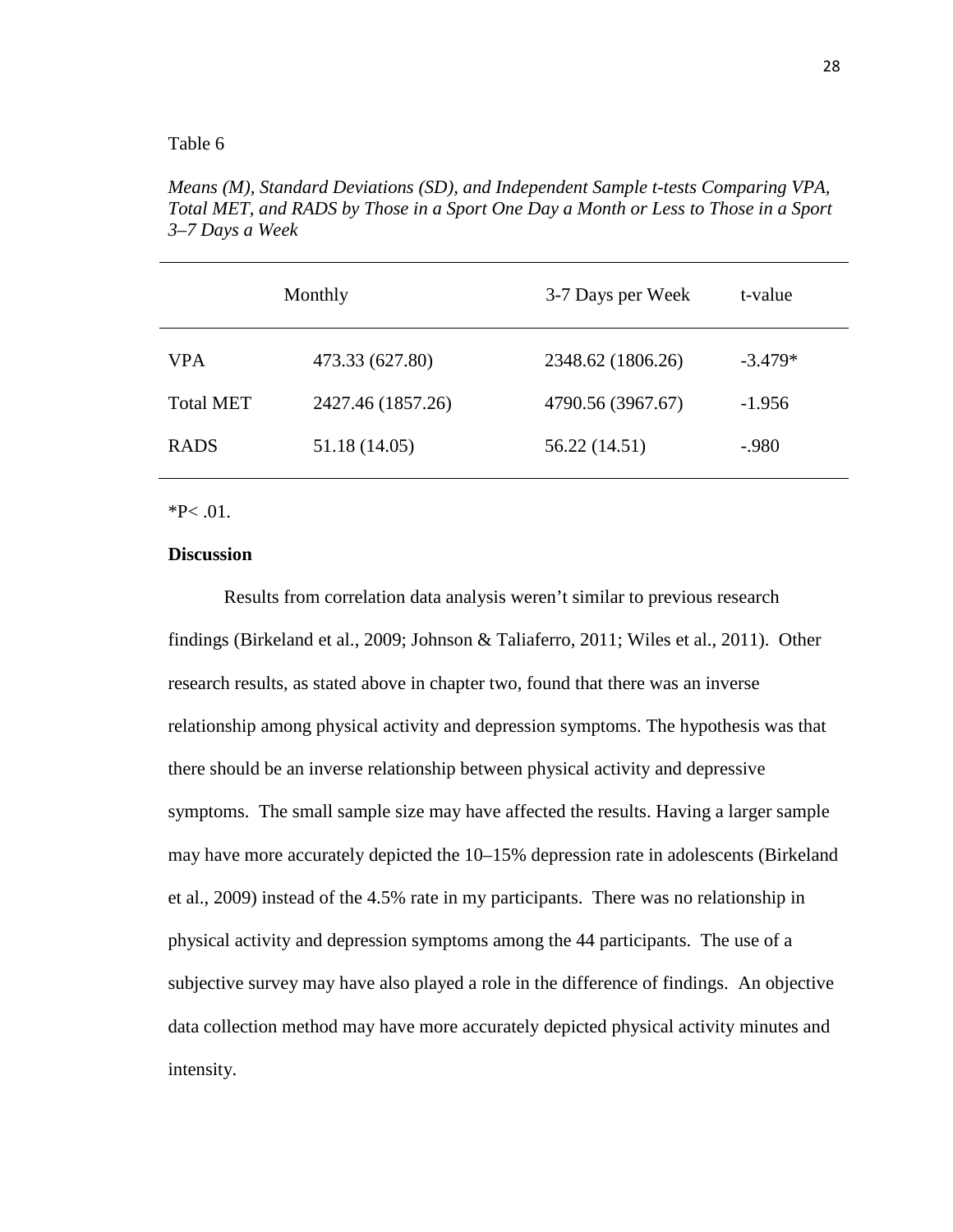Table 6

*Means (M), Standard Deviations (SD), and Independent Sample t-tests Comparing VPA, Total MET, and RADS by Those in a Sport One Day a Month or Less to Those in a Sport 3–7 Days a Week*

| | Monthly | 3-7 Days per Week | t-value |
|---|---|---|---|
| VPA | 473.33 (627.80) | 2348.62 (1806.26) | -3.479* |
| Total MET | 2427.46 (1857.26) | 4790.56 (3967.67) | -1.956 |
| RADS | 51.18 (14.05) | 56.22 (14.51) | -.980 |

*P< .01.

**Discussion**

Results from correlation data analysis weren't similar to previous research findings (Birkeland et al., 2009; Johnson & Taliaferro, 2011; Wiles et al., 2011). Other research results, as stated above in chapter two, found that there was an inverse relationship among physical activity and depression symptoms. The hypothesis was that there should be an inverse relationship between physical activity and depressive symptoms. The small sample size may have affected the results. Having a larger sample may have more accurately depicted the 10–15% depression rate in adolescents (Birkeland et al., 2009) instead of the 4.5% rate in my participants. There was no relationship in physical activity and depression symptoms among the 44 participants. The use of a subjective survey may have also played a role in the difference of findings. An objective data collection method may have more accurately depicted physical activity minutes and intensity.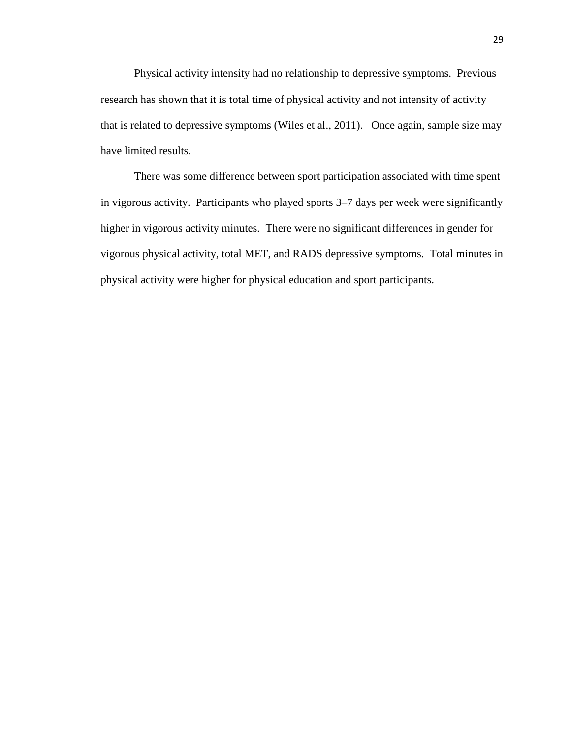Physical activity intensity had no relationship to depressive symptoms. Previous research has shown that it is total time of physical activity and not intensity of activity that is related to depressive symptoms (Wiles et al., 2011). Once again, sample size may have limited results.

There was some difference between sport participation associated with time spent in vigorous activity. Participants who played sports 3–7 days per week were significantly higher in vigorous activity minutes. There were no significant differences in gender for vigorous physical activity, total MET, and RADS depressive symptoms. Total minutes in physical activity were higher for physical education and sport participants.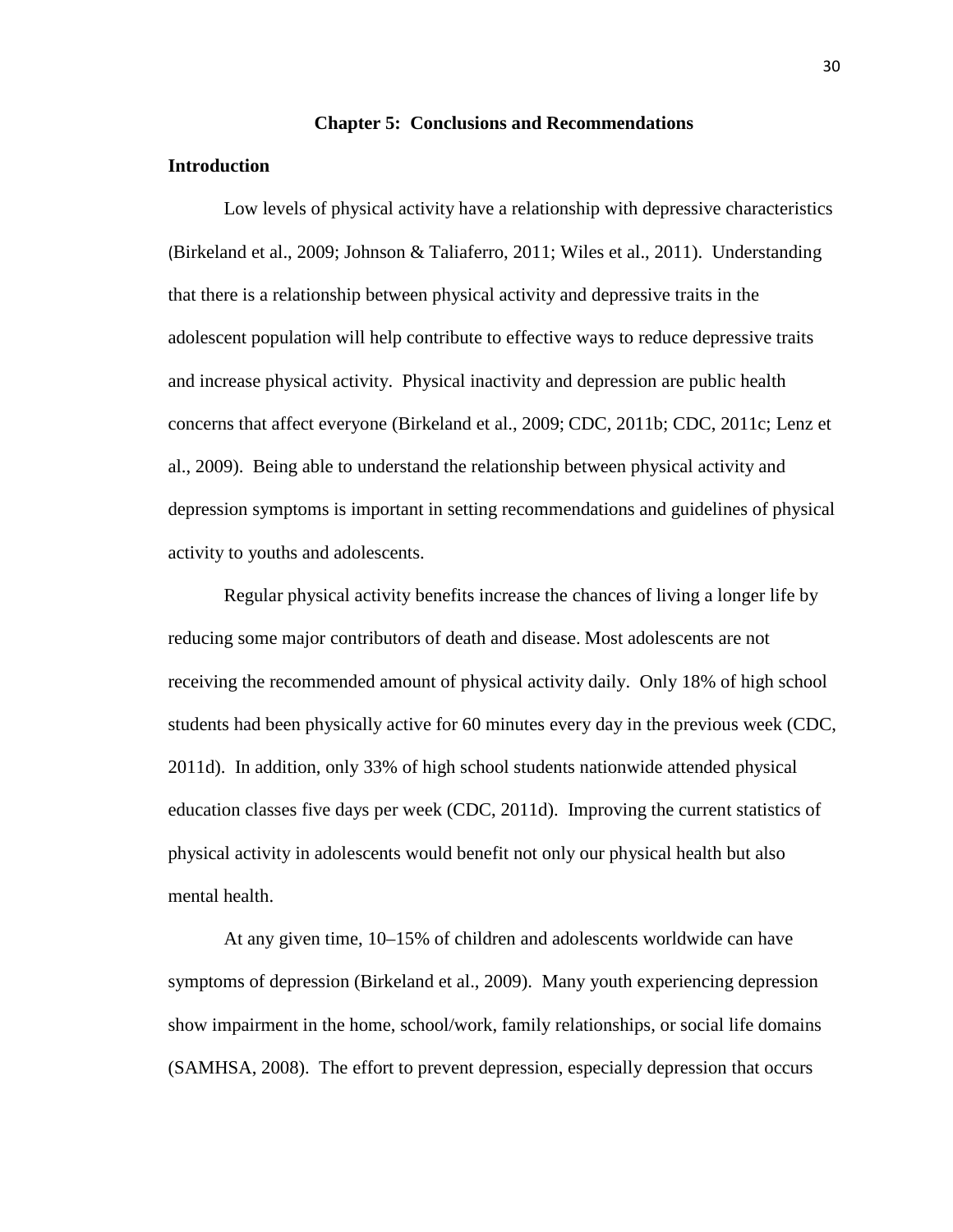## Chapter 5: Conclusions and Recommendations

### Introduction

Low levels of physical activity have a relationship with depressive characteristics (Birkeland et al., 2009; Johnson & Taliaferro, 2011; Wiles et al., 2011). Understanding that there is a relationship between physical activity and depressive traits in the adolescent population will help contribute to effective ways to reduce depressive traits and increase physical activity. Physical inactivity and depression are public health concerns that affect everyone (Birkeland et al., 2009; CDC, 2011b; CDC, 2011c; Lenz et al., 2009). Being able to understand the relationship between physical activity and depression symptoms is important in setting recommendations and guidelines of physical activity to youths and adolescents.

Regular physical activity benefits increase the chances of living a longer life by reducing some major contributors of death and disease. Most adolescents are not receiving the recommended amount of physical activity daily. Only 18% of high school students had been physically active for 60 minutes every day in the previous week (CDC, 2011d). In addition, only 33% of high school students nationwide attended physical education classes five days per week (CDC, 2011d). Improving the current statistics of physical activity in adolescents would benefit not only our physical health but also mental health.

At any given time, 10–15% of children and adolescents worldwide can have symptoms of depression (Birkeland et al., 2009). Many youth experiencing depression show impairment in the home, school/work, family relationships, or social life domains (SAMHSA, 2008). The effort to prevent depression, especially depression that occurs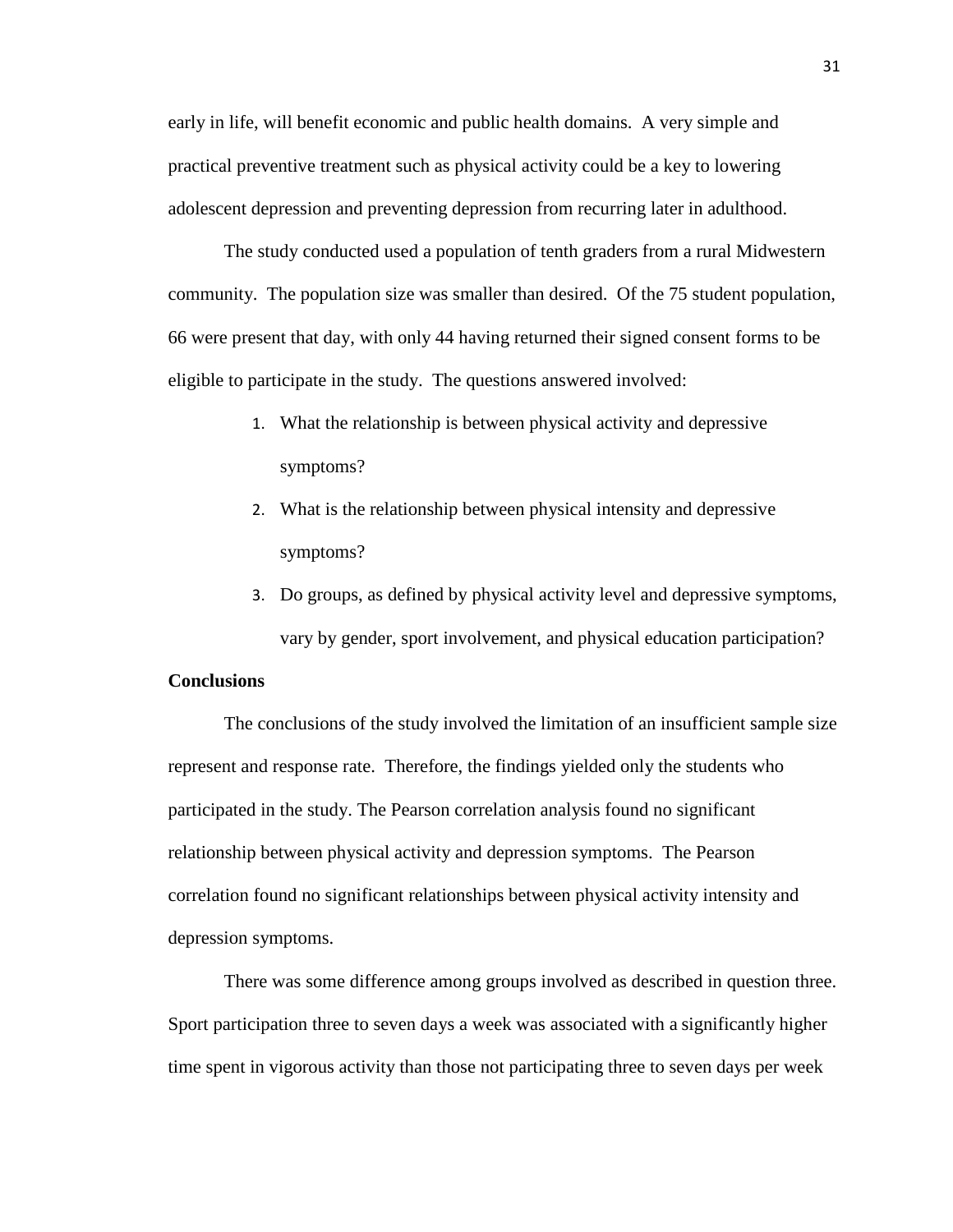early in life, will benefit economic and public health domains. A very simple and practical preventive treatment such as physical activity could be a key to lowering adolescent depression and preventing depression from recurring later in adulthood.

The study conducted used a population of tenth graders from a rural Midwestern community. The population size was smaller than desired. Of the 75 student population, 66 were present that day, with only 44 having returned their signed consent forms to be eligible to participate in the study. The questions answered involved:

1. What the relationship is between physical activity and depressive symptoms?
2. What is the relationship between physical intensity and depressive symptoms?
3. Do groups, as defined by physical activity level and depressive symptoms, vary by gender, sport involvement, and physical education participation?

**Conclusions**

The conclusions of the study involved the limitation of an insufficient sample size represent and response rate. Therefore, the findings yielded only the students who participated in the study. The Pearson correlation analysis found no significant relationship between physical activity and depression symptoms. The Pearson correlation found no significant relationships between physical activity intensity and depression symptoms.

There was some difference among groups involved as described in question three. Sport participation three to seven days a week was associated with a significantly higher time spent in vigorous activity than those not participating three to seven days per week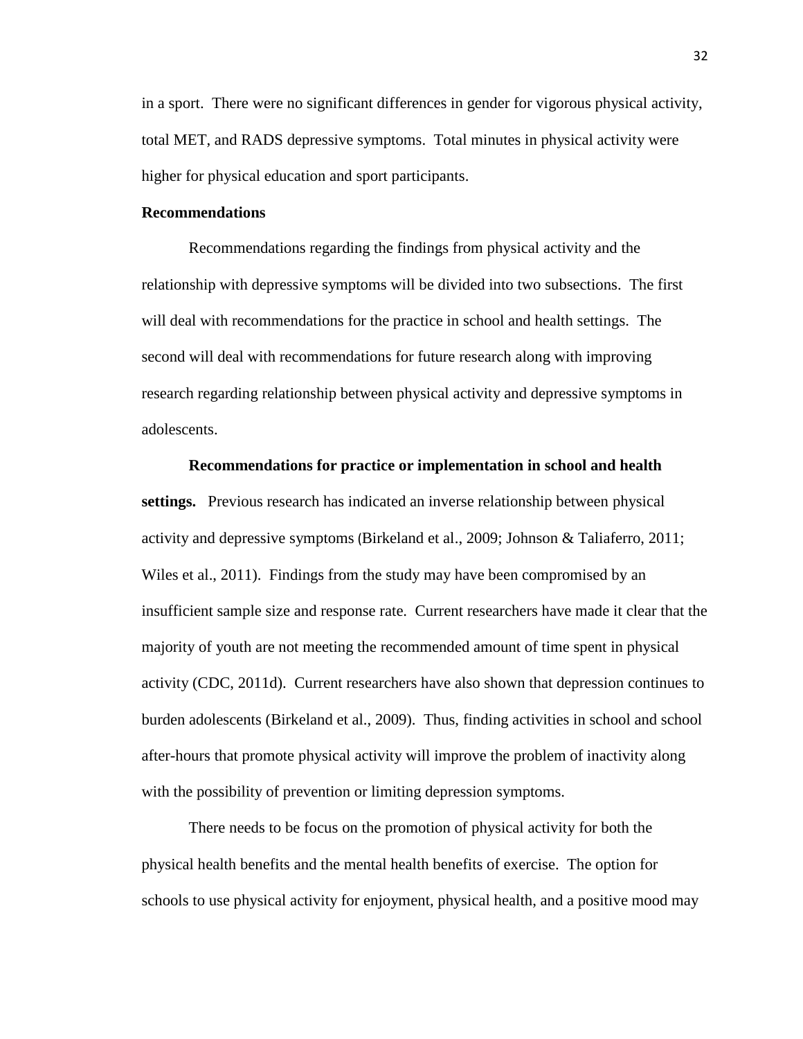in a sport. There were no significant differences in gender for vigorous physical activity, total MET, and RADS depressive symptoms. Total minutes in physical activity were higher for physical education and sport participants.

## Recommendations

Recommendations regarding the findings from physical activity and the relationship with depressive symptoms will be divided into two subsections. The first will deal with recommendations for the practice in school and health settings. The second will deal with recommendations for future research along with improving research regarding relationship between physical activity and depressive symptoms in adolescents.

**Recommendations for practice or implementation in school and health settings.** Previous research has indicated an inverse relationship between physical activity and depressive symptoms (Birkeland et al., 2009; Johnson & Taliaferro, 2011; Wiles et al., 2011). Findings from the study may have been compromised by an insufficient sample size and response rate. Current researchers have made it clear that the majority of youth are not meeting the recommended amount of time spent in physical activity (CDC, 2011d). Current researchers have also shown that depression continues to burden adolescents (Birkeland et al., 2009). Thus, finding activities in school and school after-hours that promote physical activity will improve the problem of inactivity along with the possibility of prevention or limiting depression symptoms.

There needs to be focus on the promotion of physical activity for both the physical health benefits and the mental health benefits of exercise. The option for schools to use physical activity for enjoyment, physical health, and a positive mood may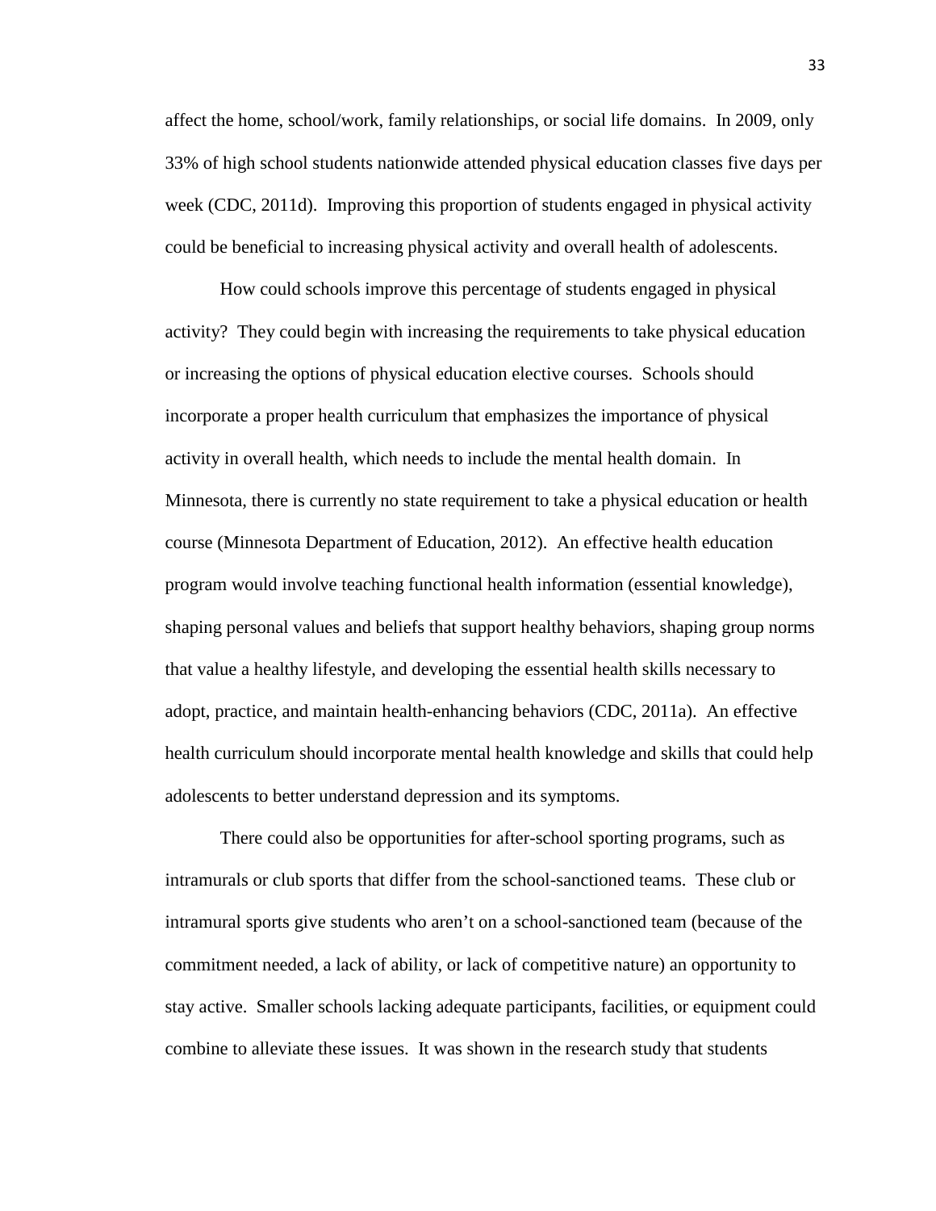affect the home, school/work, family relationships, or social life domains. In 2009, only 33% of high school students nationwide attended physical education classes five days per week (CDC, 2011d). Improving this proportion of students engaged in physical activity could be beneficial to increasing physical activity and overall health of adolescents.

How could schools improve this percentage of students engaged in physical activity? They could begin with increasing the requirements to take physical education or increasing the options of physical education elective courses. Schools should incorporate a proper health curriculum that emphasizes the importance of physical activity in overall health, which needs to include the mental health domain. In Minnesota, there is currently no state requirement to take a physical education or health course (Minnesota Department of Education, 2012). An effective health education program would involve teaching functional health information (essential knowledge), shaping personal values and beliefs that support healthy behaviors, shaping group norms that value a healthy lifestyle, and developing the essential health skills necessary to adopt, practice, and maintain health-enhancing behaviors (CDC, 2011a). An effective health curriculum should incorporate mental health knowledge and skills that could help adolescents to better understand depression and its symptoms.

There could also be opportunities for after-school sporting programs, such as intramurals or club sports that differ from the school-sanctioned teams. These club or intramural sports give students who aren't on a school-sanctioned team (because of the commitment needed, a lack of ability, or lack of competitive nature) an opportunity to stay active. Smaller schools lacking adequate participants, facilities, or equipment could combine to alleviate these issues. It was shown in the research study that students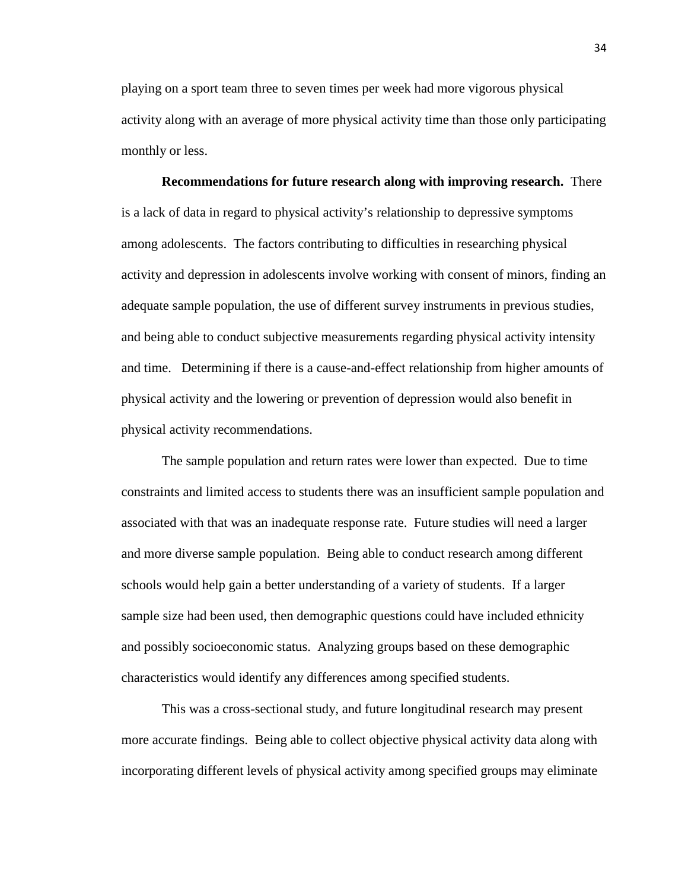playing on a sport team three to seven times per week had more vigorous physical activity along with an average of more physical activity time than those only participating monthly or less.

**Recommendations for future research along with improving research.** There is a lack of data in regard to physical activity's relationship to depressive symptoms among adolescents. The factors contributing to difficulties in researching physical activity and depression in adolescents involve working with consent of minors, finding an adequate sample population, the use of different survey instruments in previous studies, and being able to conduct subjective measurements regarding physical activity intensity and time. Determining if there is a cause-and-effect relationship from higher amounts of physical activity and the lowering or prevention of depression would also benefit in physical activity recommendations.

The sample population and return rates were lower than expected. Due to time constraints and limited access to students there was an insufficient sample population and associated with that was an inadequate response rate. Future studies will need a larger and more diverse sample population. Being able to conduct research among different schools would help gain a better understanding of a variety of students. If a larger sample size had been used, then demographic questions could have included ethnicity and possibly socioeconomic status. Analyzing groups based on these demographic characteristics would identify any differences among specified students.

This was a cross-sectional study, and future longitudinal research may present more accurate findings. Being able to collect objective physical activity data along with incorporating different levels of physical activity among specified groups may eliminate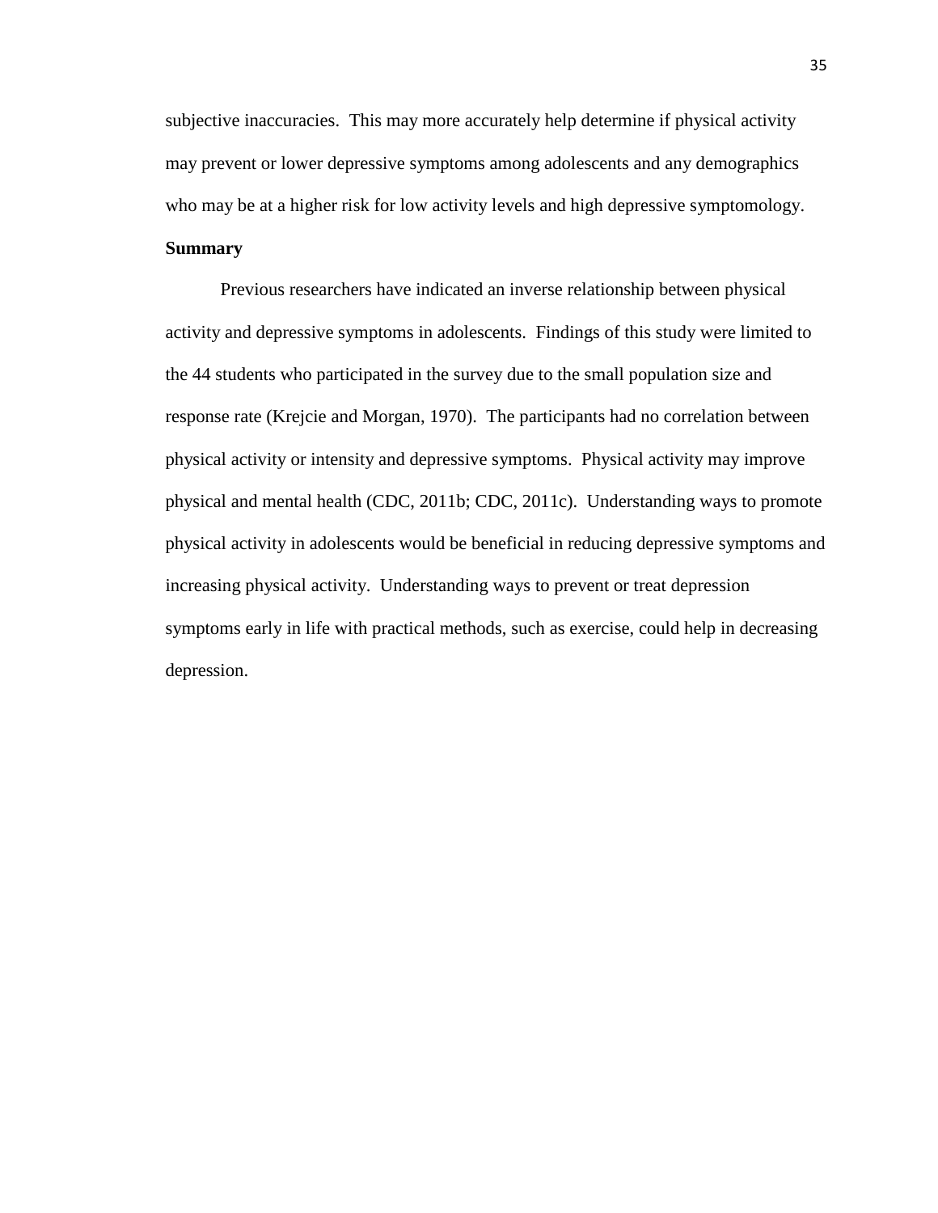subjective inaccuracies. This may more accurately help determine if physical activity may prevent or lower depressive symptoms among adolescents and any demographics who may be at a higher risk for low activity levels and high depressive symptomology.

**Summary**

Previous researchers have indicated an inverse relationship between physical activity and depressive symptoms in adolescents. Findings of this study were limited to the 44 students who participated in the survey due to the small population size and response rate (Krejcie and Morgan, 1970). The participants had no correlation between physical activity or intensity and depressive symptoms. Physical activity may improve physical and mental health (CDC, 2011b; CDC, 2011c). Understanding ways to promote physical activity in adolescents would be beneficial in reducing depressive symptoms and increasing physical activity. Understanding ways to prevent or treat depression symptoms early in life with practical methods, such as exercise, could help in decreasing depression.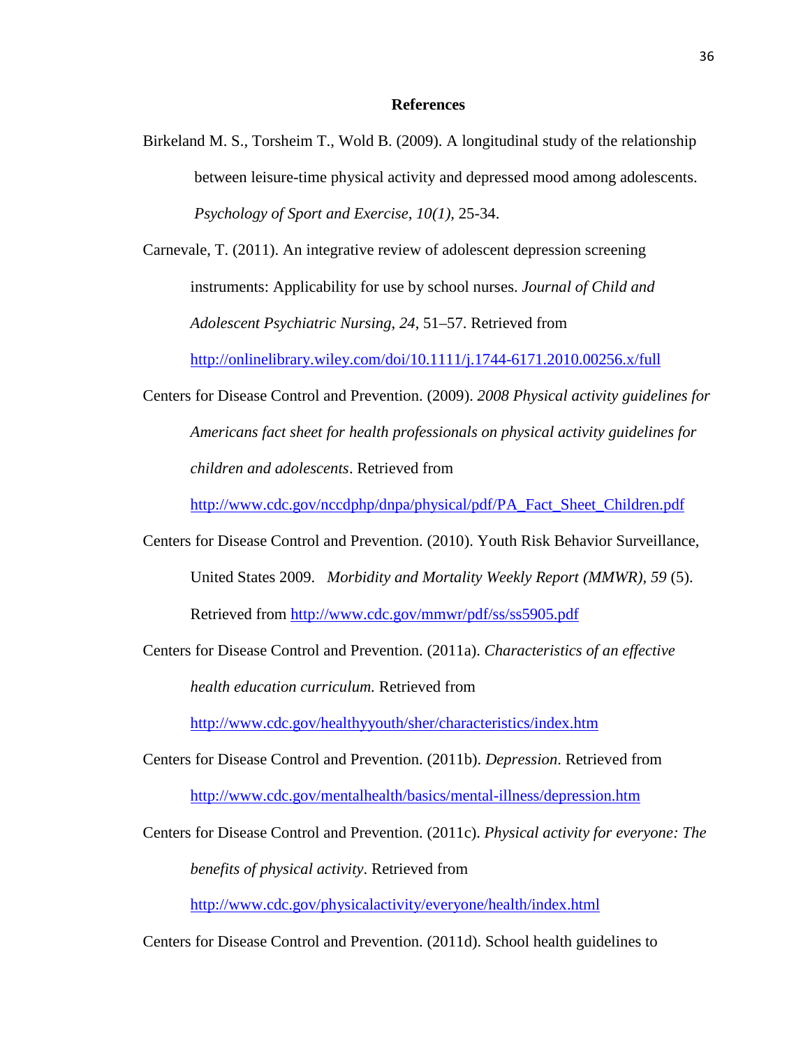## References

Birkeland M. S., Torsheim T., Wold B. (2009). A longitudinal study of the relationship between leisure-time physical activity and depressed mood among adolescents. *Psychology of Sport and Exercise, 10(1),* 25-34.

Carnevale, T. (2011). An integrative review of adolescent depression screening instruments: Applicability for use by school nurses. *Journal of Child and Adolescent Psychiatric Nursing*, *24*, 51–57. Retrieved from http://onlinelibrary.wiley.com/doi/10.1111/j.1744-6171.2010.00256.x/full

Centers for Disease Control and Prevention. (2009). *2008 Physical activity guidelines for Americans fact sheet for health professionals on physical activity guidelines for children and adolescents*. Retrieved from http://www.cdc.gov/nccdphp/dnpa/physical/pdf/PA_Fact_Sheet_Children.pdf

Centers for Disease Control and Prevention. (2010). Youth Risk Behavior Surveillance, United States 2009. *Morbidity and Mortality Weekly Report (MMWR), 59* (5). Retrieved from http://www.cdc.gov/mmwr/pdf/ss/ss5905.pdf

Centers for Disease Control and Prevention. (2011a). *Characteristics of an effective health education curriculum.* Retrieved from http://www.cdc.gov/healthyyouth/sher/characteristics/index.htm

Centers for Disease Control and Prevention. (2011b). *Depression*. Retrieved from http://www.cdc.gov/mentalhealth/basics/mental-illness/depression.htm

Centers for Disease Control and Prevention. (2011c). *Physical activity for everyone: The benefits of physical activity*. Retrieved from http://www.cdc.gov/physicalactivity/everyone/health/index.html

Centers for Disease Control and Prevention. (2011d). School health guidelines to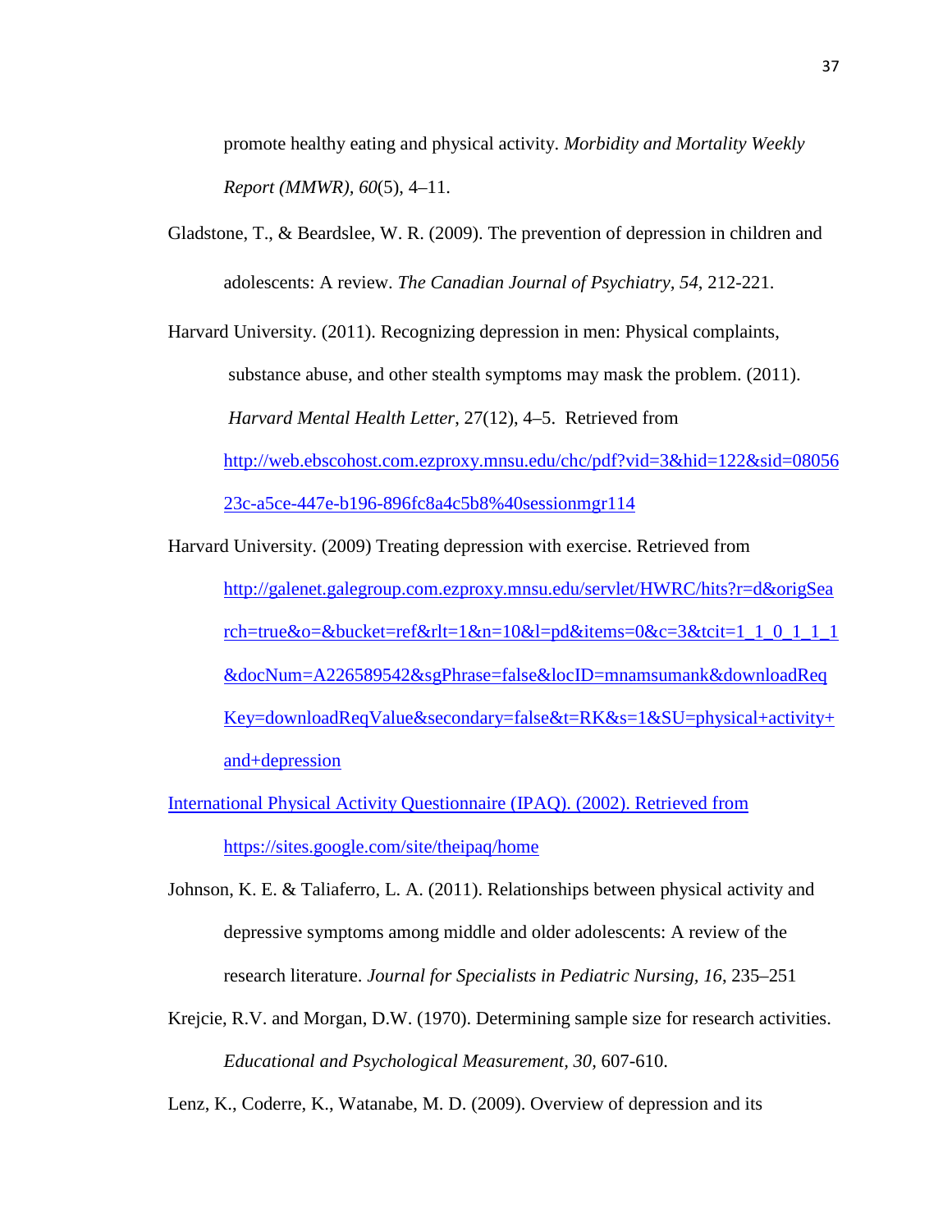promote healthy eating and physical activity. *Morbidity and Mortality Weekly Report (MMWR), 60*(5), 4–11.

Gladstone, T., & Beardslee, W. R. (2009). The prevention of depression in children and adolescents: A review. *The Canadian Journal of Psychiatry, 54*, 212-221.

Harvard University. (2011). Recognizing depression in men: Physical complaints, substance abuse, and other stealth symptoms may mask the problem. (2011). *Harvard Mental Health Letter*, 27(12), 4–5. Retrieved from http://web.ebscohost.com.ezproxy.mnsu.edu/chc/pdf?vid=3&hid=122&sid=0805623c-a5ce-447e-b196-896fc8a4c5b8%40sessionmgr114

Harvard University. (2009) Treating depression with exercise. Retrieved from http://galenet.galegroup.com.ezproxy.mnsu.edu/servlet/HWRC/hits?r=d&origSearch=true&o=&bucket=ref&rlt=1&n=10&l=pd&items=0&c=3&tcit=1_1_0_1_1_1&docNum=A226589542&sgPhrase=false&locID=mnamsumank&downloadReqKey=downloadReqValue&secondary=false&t=RK&s=1&SU=physical+activity+and+depression

International Physical Activity Questionnaire (IPAQ). (2002). Retrieved from https://sites.google.com/site/theipaq/home

Johnson, K. E. & Taliaferro, L. A. (2011). Relationships between physical activity and depressive symptoms among middle and older adolescents: A review of the research literature. *Journal for Specialists in Pediatric Nursing, 16*, 235–251

Krejcie, R.V. and Morgan, D.W. (1970). Determining sample size for research activities. *Educational and Psychological Measurement, 30*, 607-610.

Lenz, K., Coderre, K., Watanabe, M. D. (2009). Overview of depression and its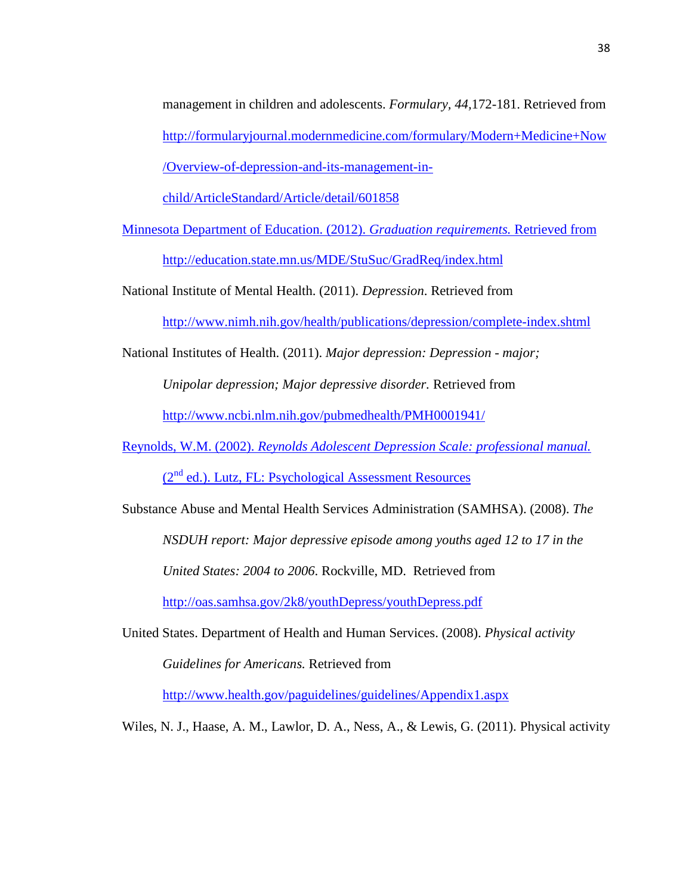management in children and adolescents. *Formulary, 44,*172-181. Retrieved from http://formularyjournal.modernmedicine.com/formulary/Modern+Medicine+Now/Overview-of-depression-and-its-management-in-child/ArticleStandard/Article/detail/601858

Minnesota Department of Education. (2012). *Graduation requirements.* Retrieved from http://education.state.mn.us/MDE/StuSuc/GradReq/index.html

National Institute of Mental Health. (2011). *Depression*. Retrieved from http://www.nimh.nih.gov/health/publications/depression/complete-index.shtml

National Institutes of Health. (2011). *Major depression: Depression - major; Unipolar depression; Major depressive disorder.* Retrieved from http://www.ncbi.nlm.nih.gov/pubmedhealth/PMH0001941/

Reynolds, W.M. (2002). *Reynolds Adolescent Depression Scale: professional manual.* (2nd ed.). Lutz, FL: Psychological Assessment Resources

Substance Abuse and Mental Health Services Administration (SAMHSA). (2008). *The NSDUH report: Major depressive episode among youths aged 12 to 17 in the United States: 2004 to 2006*. Rockville, MD. Retrieved from http://oas.samhsa.gov/2k8/youthDepress/youthDepress.pdf

United States. Department of Health and Human Services. (2008). *Physical activity Guidelines for Americans.* Retrieved from http://www.health.gov/paguidelines/guidelines/Appendix1.aspx

Wiles, N. J., Haase, A. M., Lawlor, D. A., Ness, A., & Lewis, G. (2011). Physical activity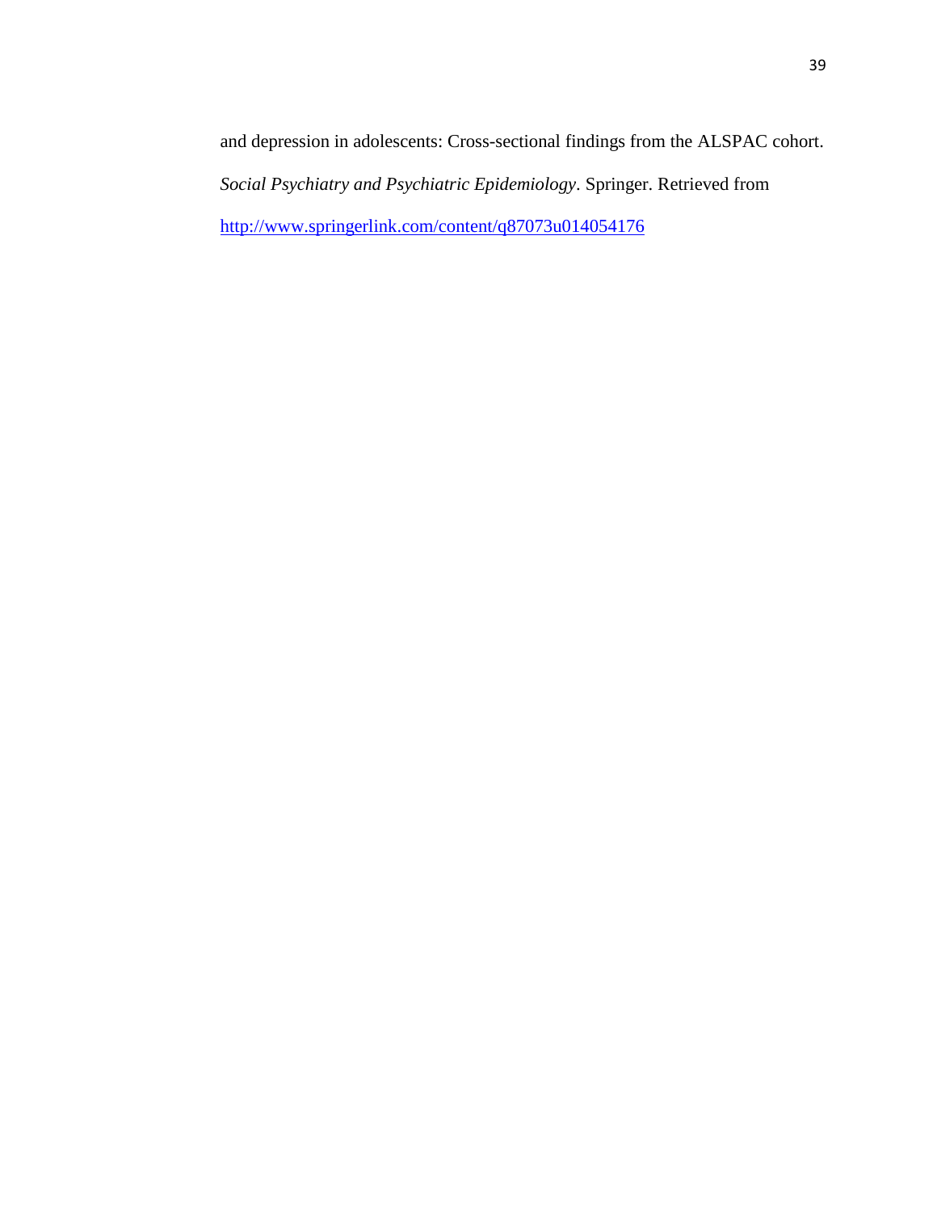and depression in adolescents: Cross-sectional findings from the ALSPAC cohort. *Social Psychiatry and Psychiatric Epidemiology*. Springer. Retrieved from http://www.springerlink.com/content/q87073u014054176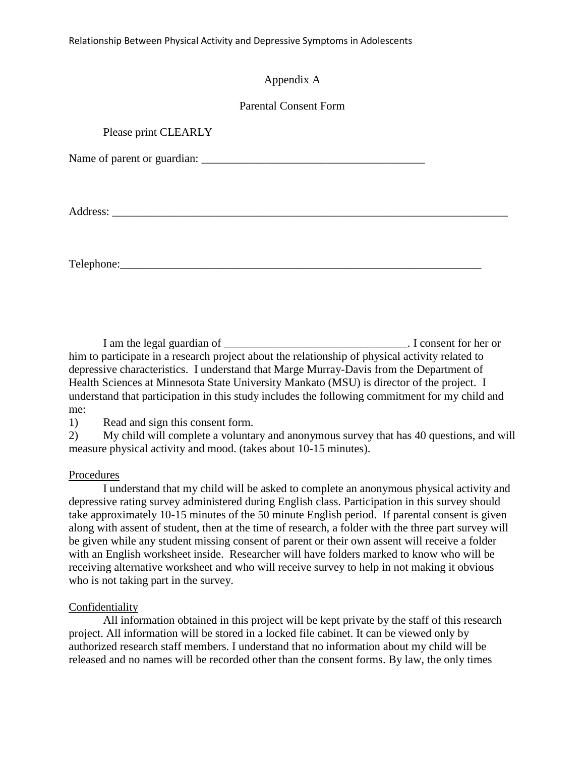Appendix A

Parental Consent Form

Please print CLEARLY

Name of parent or guardian: _______________________________________

Address: ______________________________________________________________________

Telephone:___________________________________________________________

I am the legal guardian of ________________________________. I consent for her or him to participate in a research project about the relationship of physical activity related to depressive characteristics. I understand that Marge Murray-Davis from the Department of Health Sciences at Minnesota State University Mankato (MSU) is director of the project. I understand that participation in this study includes the following commitment for my child and me:

1) Read and sign this consent form.
2) My child will complete a voluntary and anonymous survey that has 40 questions, and will measure physical activity and mood. (takes about 10-15 minutes).

<u>Procedures</u>

I understand that my child will be asked to complete an anonymous physical activity and depressive rating survey administered during English class. Participation in this survey should take approximately 10-15 minutes of the 50 minute English period. If parental consent is given along with assent of student, then at the time of research, a folder with the three part survey will be given while any student missing consent of parent or their own assent will receive a folder with an English worksheet inside. Researcher will have folders marked to know who will be receiving alternative worksheet and who will receive survey to help in not making it obvious who is not taking part in the survey.

<u>Confidentiality</u>

All information obtained in this project will be kept private by the staff of this research project. All information will be stored in a locked file cabinet. It can be viewed only by authorized research staff members. I understand that no information about my child will be released and no names will be recorded other than the consent forms. By law, the only times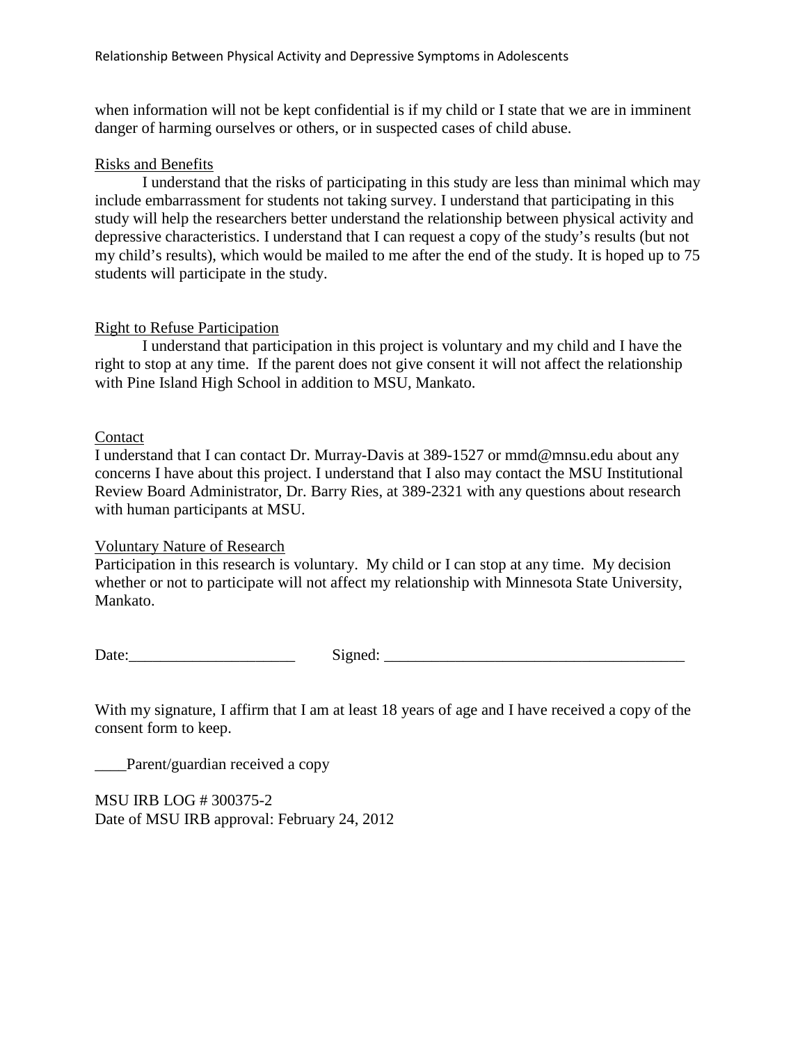when information will not be kept confidential is if my child or I state that we are in imminent danger of harming ourselves or others, or in suspected cases of child abuse.

Risks and Benefits

I understand that the risks of participating in this study are less than minimal which may include embarrassment for students not taking survey. I understand that participating in this study will help the researchers better understand the relationship between physical activity and depressive characteristics. I understand that I can request a copy of the study's results (but not my child's results), which would be mailed to me after the end of the study. It is hoped up to 75 students will participate in the study.

Right to Refuse Participation

I understand that participation in this project is voluntary and my child and I have the right to stop at any time. If the parent does not give consent it will not affect the relationship with Pine Island High School in addition to MSU, Mankato.

Contact

I understand that I can contact Dr. Murray-Davis at 389-1527 or mmd@mnsu.edu about any concerns I have about this project. I understand that I also may contact the MSU Institutional Review Board Administrator, Dr. Barry Ries, at 389-2321 with any questions about research with human participants at MSU.

Voluntary Nature of Research

Participation in this research is voluntary. My child or I can stop at any time. My decision whether or not to participate will not affect my relationship with Minnesota State University, Mankato.

Date:_____________________ Signed: _______________________________________

With my signature, I affirm that I am at least 18 years of age and I have received a copy of the consent form to keep.

____Parent/guardian received a copy

MSU IRB LOG # 300375-2
Date of MSU IRB approval: February 24, 2012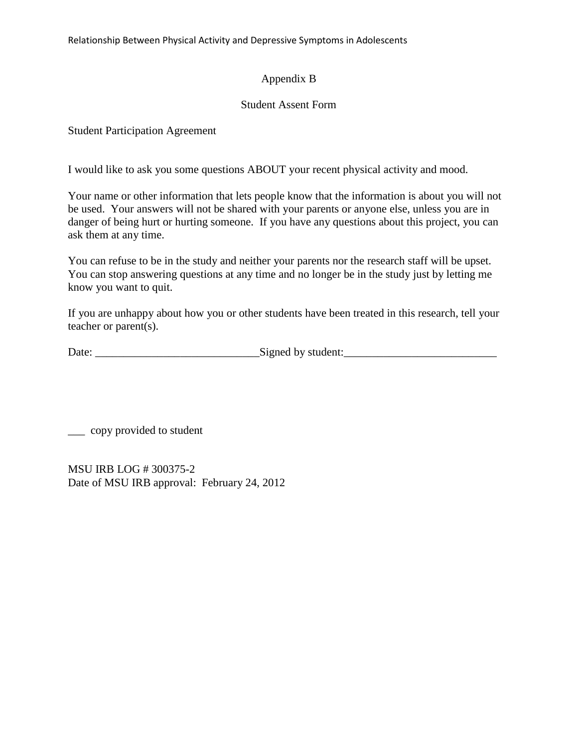# Appendix B

## Student Assent Form

Student Participation Agreement

I would like to ask you some questions ABOUT your recent physical activity and mood.

Your name or other information that lets people know that the information is about you will not be used. Your answers will not be shared with your parents or anyone else, unless you are in danger of being hurt or hurting someone. If you have any questions about this project, you can ask them at any time.

You can refuse to be in the study and neither your parents nor the research staff will be upset. You can stop answering questions at any time and no longer be in the study just by letting me know you want to quit.

If you are unhappy about how you or other students have been treated in this research, tell your teacher or parent(s).

Date: _____________________________Signed by student:___________________________

___ copy provided to student

MSU IRB LOG # 300375-2
Date of MSU IRB approval: February 24, 2012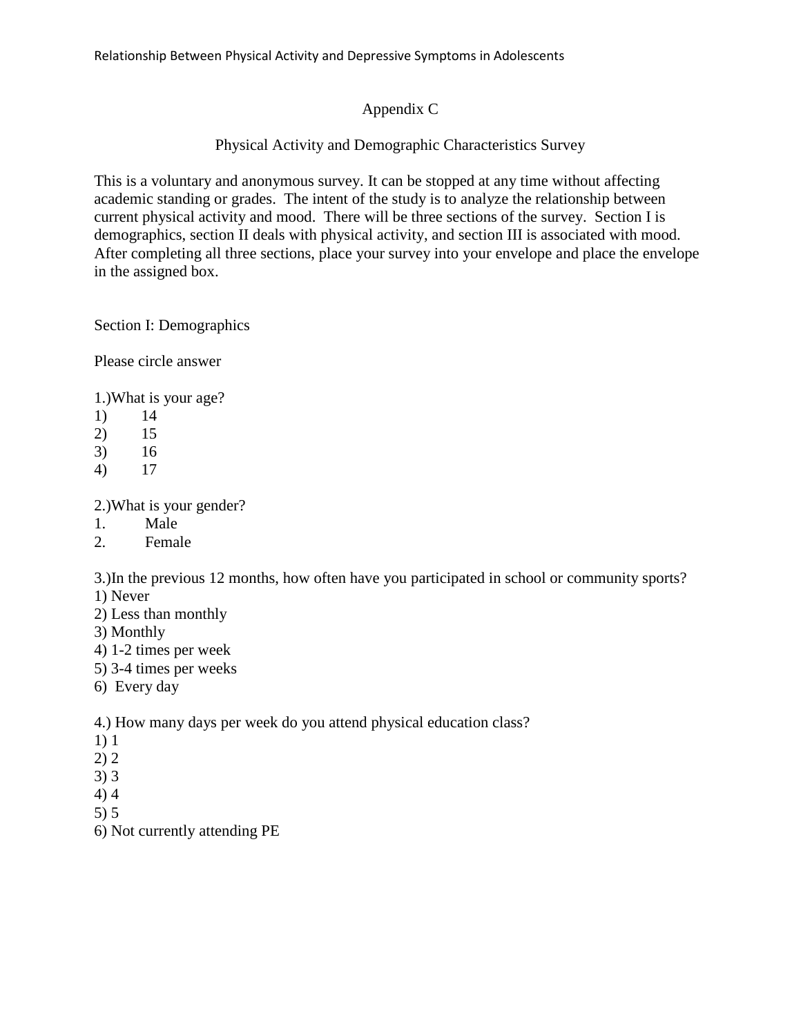## Appendix C

### Physical Activity and Demographic Characteristics Survey

This is a voluntary and anonymous survey. It can be stopped at any time without affecting academic standing or grades. The intent of the study is to analyze the relationship between current physical activity and mood. There will be three sections of the survey. Section I is demographics, section II deals with physical activity, and section III is associated with mood. After completing all three sections, place your survey into your envelope and place the envelope in the assigned box.

Section I: Demographics

Please circle answer

1.)What is your age?
1) 14
2) 15
3) 16
4) 17

2.)What is your gender?
1. Male
2. Female

3.)In the previous 12 months, how often have you participated in school or community sports?
1) Never
2) Less than monthly
3) Monthly
4) 1-2 times per week
5) 3-4 times per weeks
6) Every day

4.) How many days per week do you attend physical education class?
1) 1
2) 2
3) 3
4) 4
5) 5
6) Not currently attending PE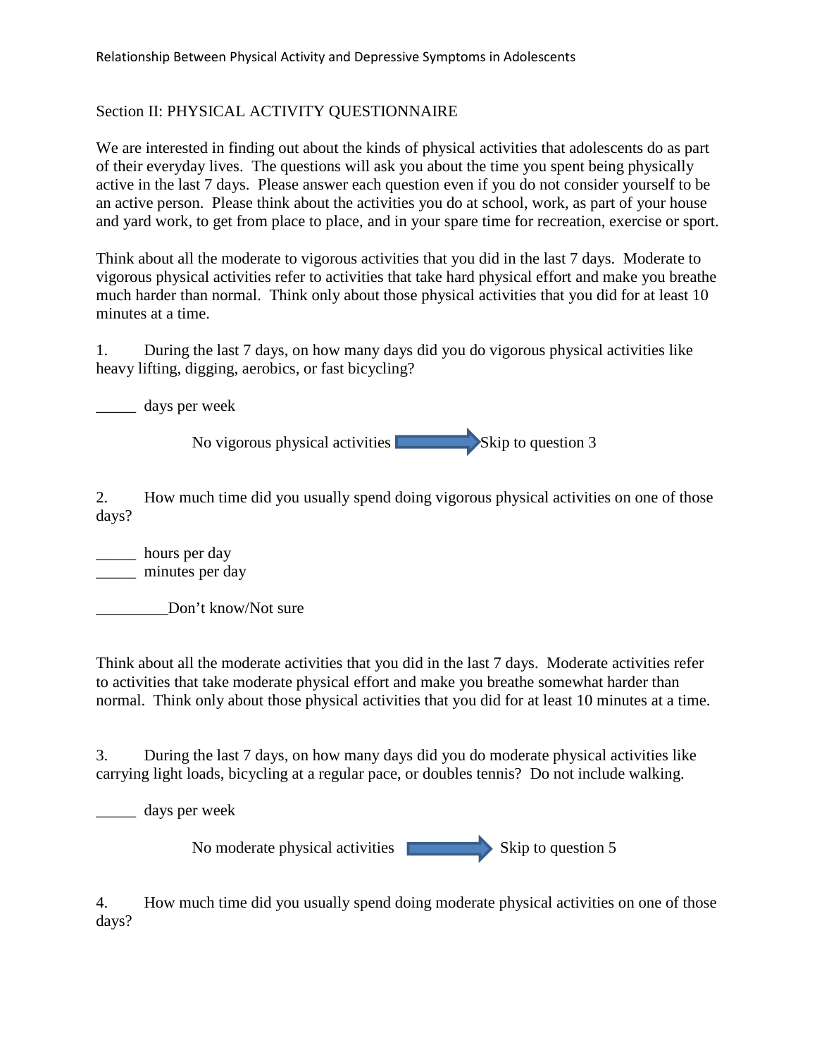Section II: PHYSICAL ACTIVITY QUESTIONNAIRE

We are interested in finding out about the kinds of physical activities that adolescents do as part of their everyday lives. The questions will ask you about the time you spent being physically active in the last 7 days. Please answer each question even if you do not consider yourself to be an active person. Please think about the activities you do at school, work, as part of your house and yard work, to get from place to place, and in your spare time for recreation, exercise or sport.

Think about all the moderate to vigorous activities that you did in the last 7 days. Moderate to vigorous physical activities refer to activities that take hard physical effort and make you breathe much harder than normal. Think only about those physical activities that you did for at least 10 minutes at a time.

1. During the last 7 days, on how many days did you do vigorous physical activities like heavy lifting, digging, aerobics, or fast bicycling?

_____ days per week

No vigorous physical activities → Skip to question 3

2. How much time did you usually spend doing vigorous physical activities on one of those days?

_____ hours per day
_____ minutes per day

_________Don't know/Not sure

Think about all the moderate activities that you did in the last 7 days. Moderate activities refer to activities that take moderate physical effort and make you breathe somewhat harder than normal. Think only about those physical activities that you did for at least 10 minutes at a time.

3. During the last 7 days, on how many days did you do moderate physical activities like carrying light loads, bicycling at a regular pace, or doubles tennis? Do not include walking.

_____ days per week

No moderate physical activities → Skip to question 5

4. How much time did you usually spend doing moderate physical activities on one of those days?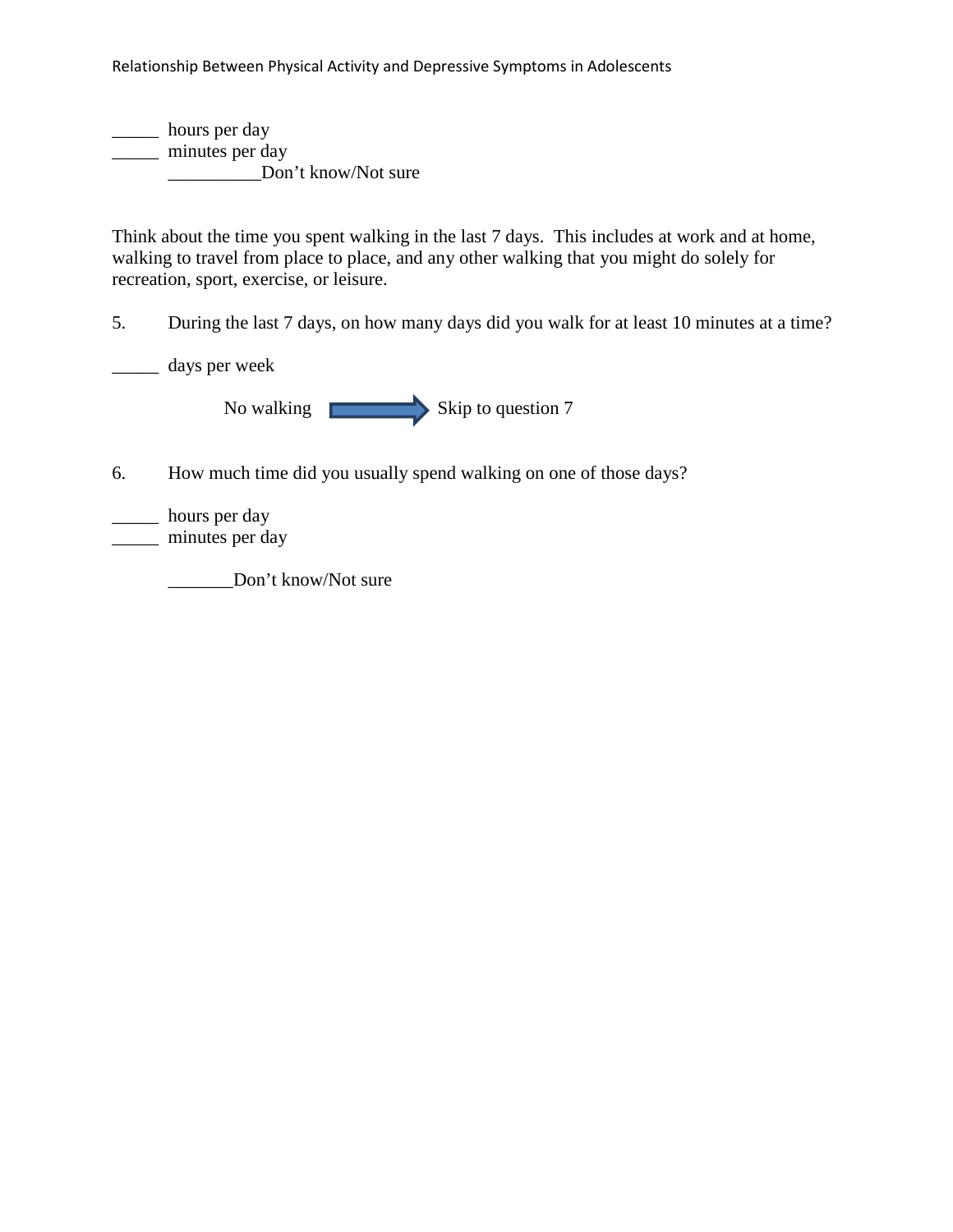_____ hours per day
_____ minutes per day
__________Don't know/Not sure

Think about the time you spent walking in the last 7 days. This includes at work and at home, walking to travel from place to place, and any other walking that you might do solely for recreation, sport, exercise, or leisure.

5. During the last 7 days, on how many days did you walk for at least 10 minutes at a time?

_____ days per week

No walking → Skip to question 7

6. How much time did you usually spend walking on one of those days?

_____ hours per day
_____ minutes per day

_______Don't know/Not sure